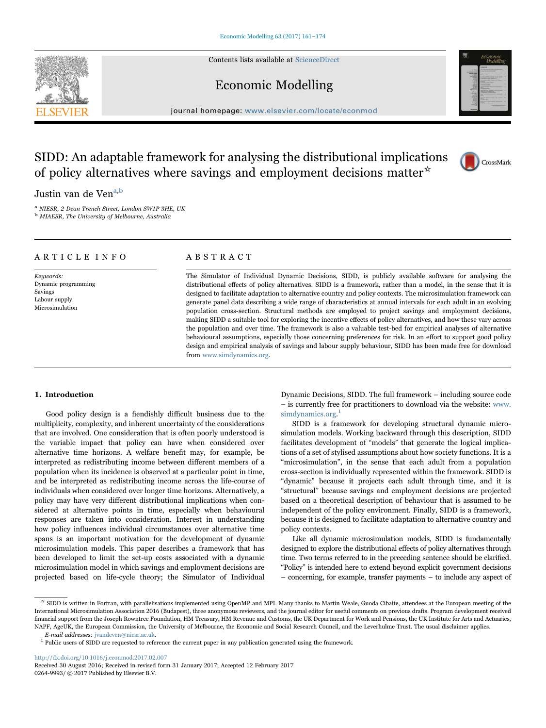# SIDD: An adaptable framework for analysing the distributional implications of policy alternatives where savings and employment decisions matter[☆]

Justin van de Ven[a,b]

[a] NIESR, 2 Dean Trench Street, London SW1P 3HE, UK
[b] MIAESR, The University of Melbourne, Australia

## ARTICLE INFO

*Keywords:*
Dynamic programming
Savings
Labour supply
Microsimulation

## ABSTRACT

The Simulator of Individual Dynamic Decisions, SIDD, is publicly available software for analysing the distributional effects of policy alternatives. SIDD is a framework, rather than a model, in the sense that it is designed to facilitate adaptation to alternative country and policy contexts. The microsimulation framework can generate panel data describing a wide range of characteristics at annual intervals for each adult in an evolving population cross-section. Structural methods are employed to project savings and employment decisions, making SIDD a suitable tool for exploring the incentive effects of policy alternatives, and how these vary across the population and over time. The framework is also a valuable test-bed for empirical analyses of alternative behavioural assumptions, especially those concerning preferences for risk. In an effort to support good policy design and empirical analysis of savings and labour supply behaviour, SIDD has been made free for download from www.simdynamics.org.

## 1. Introduction

Good policy design is a fiendishly difficult business due to the multiplicity, complexity, and inherent uncertainty of the considerations that are involved. One consideration that is often poorly understood is the variable impact that policy can have when considered over alternative time horizons. A welfare benefit may, for example, be interpreted as redistributing income between different members of a population when its incidence is observed at a particular point in time, and be interpreted as redistributing income across the life-course of individuals when considered over longer time horizons. Alternatively, a policy may have very different distributional implications when considered at alternative points in time, especially when behavioural responses are taken into consideration. Interest in understanding how policy influences individual circumstances over alternative time spans is an important motivation for the development of dynamic microsimulation models. This paper describes a framework that has been developed to limit the set-up costs associated with a dynamic microsimulation model in which savings and employment decisions are projected based on life-cycle theory; the Simulator of Individual Dynamic Decisions, SIDD. The full framework – including source code – is currently free for practitioners to download via the website: www.simdynamics.org.[1]

SIDD is a framework for developing structural dynamic microsimulation models. Working backward through this description, SIDD facilitates development of "models" that generate the logical implications of a set of stylised assumptions about how society functions. It is a "microsimulation", in the sense that each adult from a population cross-section is individually represented within the framework. SIDD is "dynamic" because it projects each adult through time, and it is "structural" because savings and employment decisions are projected based on a theoretical description of behaviour that is assumed to be independent of the policy environment. Finally, SIDD is a framework, because it is designed to facilitate adaptation to alternative country and policy contexts.

Like all dynamic microsimulation models, SIDD is fundamentally designed to explore the distributional effects of policy alternatives through time. Two terms referred to in the preceding sentence should be clarified. "Policy" is intended here to extend beyond explicit government decisions – concerning, for example, transfer payments – to include any aspect of

---

[☆] SIDD is written in Fortran, with parallelisations implemented using OpenMP and MPI. Many thanks to Martin Weale, Guoda Cibaite, attendees at the European meeting of the International Microsimulation Association 2016 (Budapest), three anonymous reviewers, and the journal editor for useful comments on previous drafts. Program development received financial support from the Joseph Rowntree Foundation, HM Treasury, HM Revenue and Customs, the UK Department for Work and Pensions, the UK Institute for Arts and Actuaries, NAPF, AgeUK, the European Commission, the University of Melbourne, the Economic and Social Research Council, and the Leverhulme Trust. The usual disclaimer applies.

*E-mail addresses:* jvandeven@niesr.ac.uk.

[1] Public users of SIDD are requested to reference the current paper in any publication generated using the framework.

http://dx.doi.org/10.1016/j.econmod.2017.02.007
Received 30 August 2016; Received in revised form 31 January 2017; Accepted 12 February 2017
0264-9993/ © 2017 Published by Elsevier B.V.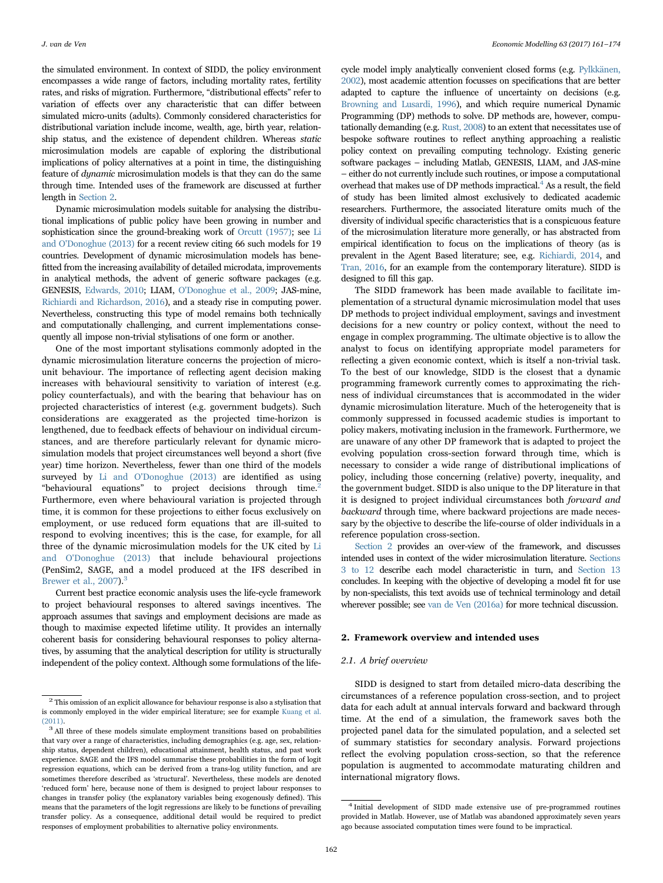the simulated environment. In context of SIDD, the policy environment encompasses a wide range of factors, including mortality rates, fertility rates, and risks of migration. Furthermore, "distributional effects" refer to variation of effects over any characteristic that can differ between simulated micro-units (adults). Commonly considered characteristics for distributional variation include income, wealth, age, birth year, relationship status, and the existence of dependent children. Whereas *static* microsimulation models are capable of exploring the distributional implications of policy alternatives at a point in time, the distinguishing feature of *dynamic* microsimulation models is that they can do the same through time. Intended uses of the framework are discussed at further length in Section 2.

Dynamic microsimulation models suitable for analysing the distributional implications of public policy have been growing in number and sophistication since the ground-breaking work of Orcutt (1957); see Li and O'Donoghue (2013) for a recent review citing 66 such models for 19 countries. Development of dynamic microsimulation models has benefitted from the increasing availability of detailed microdata, improvements in analytical methods, the advent of generic software packages (e.g. GENESIS, Edwards, 2010; LIAM, O'Donoghue et al., 2009; JAS-mine, Richiardi and Richardson, 2016), and a steady rise in computing power. Nevertheless, constructing this type of model remains both technically and computationally challenging, and current implementations consequently all impose non-trivial stylisations of one form or another.

One of the most important stylisations commonly adopted in the dynamic microsimulation literature concerns the projection of micro-unit behaviour. The importance of reflecting agent decision making increases with behavioural sensitivity to variation of interest (e.g. policy counterfactuals), and with the bearing that behaviour has on projected characteristics of interest (e.g. government budgets). Such considerations are exaggerated as the projected time-horizon is lengthened, due to feedback effects of behaviour on individual circumstances, and are therefore particularly relevant for dynamic microsimulation models that project circumstances well beyond a short (five year) time horizon. Nevertheless, fewer than one third of the models surveyed by Li and O'Donoghue (2013) are identified as using "behavioural equations" to project decisions through time.[2] Furthermore, even where behavioural variation is projected through time, it is common for these projections to either focus exclusively on employment, or use reduced form equations that are ill-suited to respond to evolving incentives; this is the case, for example, for all three of the dynamic microsimulation models for the UK cited by Li and O'Donoghue (2013) that include behavioural projections (PenSim2, SAGE, and a model produced at the IFS described in Brewer et al., 2007).[3]

Current best practice economic analysis uses the life-cycle framework to project behavioural responses to altered savings incentives. The approach assumes that savings and employment decisions are made as though to maximise expected lifetime utility. It provides an internally coherent basis for considering behavioural responses to policy alternatives, by assuming that the analytical description for utility is structurally independent of the policy context. Although some formulations of the life-cycle model imply analytically convenient closed forms (e.g. Pylkkänen, 2002), most academic attention focusses on specifications that are better adapted to capture the influence of uncertainty on decisions (e.g. Browning and Lusardi, 1996), and which require numerical Dynamic Programming (DP) methods to solve. DP methods are, however, computationally demanding (e.g. Rust, 2008) to an extent that necessitates use of bespoke software routines to reflect anything approaching a realistic policy context on prevailing computing technology. Existing generic software packages – including Matlab, GENESIS, LIAM, and JAS-mine – either do not currently include such routines, or impose a computational overhead that makes use of DP methods impractical.[4] As a result, the field of study has been limited almost exclusively to dedicated academic researchers. Furthermore, the associated literature omits much of the diversity of individual specific characteristics that is a conspicuous feature of the microsimulation literature more generally, or has abstracted from empirical identification to focus on the implications of theory (as is prevalent in the Agent Based literature; see, e.g. Richiardi, 2014, and Tran, 2016, for an example from the contemporary literature). SIDD is designed to fill this gap.

The SIDD framework has been made available to facilitate implementation of a structural dynamic microsimulation model that uses DP methods to project individual employment, savings and investment decisions for a new country or policy context, without the need to engage in complex programming. The ultimate objective is to allow the analyst to focus on identifying appropriate model parameters for reflecting a given economic context, which is itself a non-trivial task. To the best of our knowledge, SIDD is the closest that a dynamic programming framework currently comes to approximating the richness of individual circumstances that is accommodated in the wider dynamic microsimulation literature. Much of the heterogeneity that is commonly suppressed in focussed academic studies is important to policy makers, motivating inclusion in the framework. Furthermore, we are unaware of any other DP framework that is adapted to project the evolving population cross-section forward through time, which is necessary to consider a wide range of distributional implications of policy, including those concerning (relative) poverty, inequality, and the government budget. SIDD is also unique to the DP literature in that it is designed to project individual circumstances both *forward and backward* through time, where backward projections are made necessary by the objective to describe the life-course of older individuals in a reference population cross-section.

Section 2 provides an over-view of the framework, and discusses intended uses in context of the wider microsimulation literature. Sections 3 to 12 describe each model characteristic in turn, and Section 13 concludes. In keeping with the objective of developing a model fit for use by non-specialists, this text avoids use of technical terminology and detail wherever possible; see van de Ven (2016a) for more technical discussion.

## 2. Framework overview and intended uses

### 2.1. A brief overview

SIDD is designed to start from detailed micro-data describing the circumstances of a reference population cross-section, and to project data for each adult at annual intervals forward and backward through time. At the end of a simulation, the framework saves both the projected panel data for the simulated population, and a selected set of summary statistics for secondary analysis. Forward projections reflect the evolving population cross-section, so that the reference population is augmented to accommodate maturating children and international migratory flows.

---

[2] This omission of an explicit allowance for behaviour response is also a stylisation that is commonly employed in the wider empirical literature; see for example Kuang et al. (2011).

[3] All three of these models simulate employment transitions based on probabilities that vary over a range of characteristics, including demographics (e.g. age, sex, relationship status, dependent children), educational attainment, health status, and past work experience. SAGE and the IFS model summarise these probabilities in the form of logit regression equations, which can be derived from a trans-log utility function, and are sometimes therefore described as 'structural'. Nevertheless, these models are denoted 'reduced form' here, because none of them is designed to project labour responses to changes in transfer policy (the explanatory variables being exogenously defined). This means that the parameters of the logit regressions are likely to be functions of prevailing transfer policy. As a consequence, additional detail would be required to predict responses of employment probabilities to alternative policy environments.

[4] Initial development of SIDD made extensive use of pre-programmed routines provided in Matlab. However, use of Matlab was abandoned approximately seven years ago because associated computation times were found to be impractical.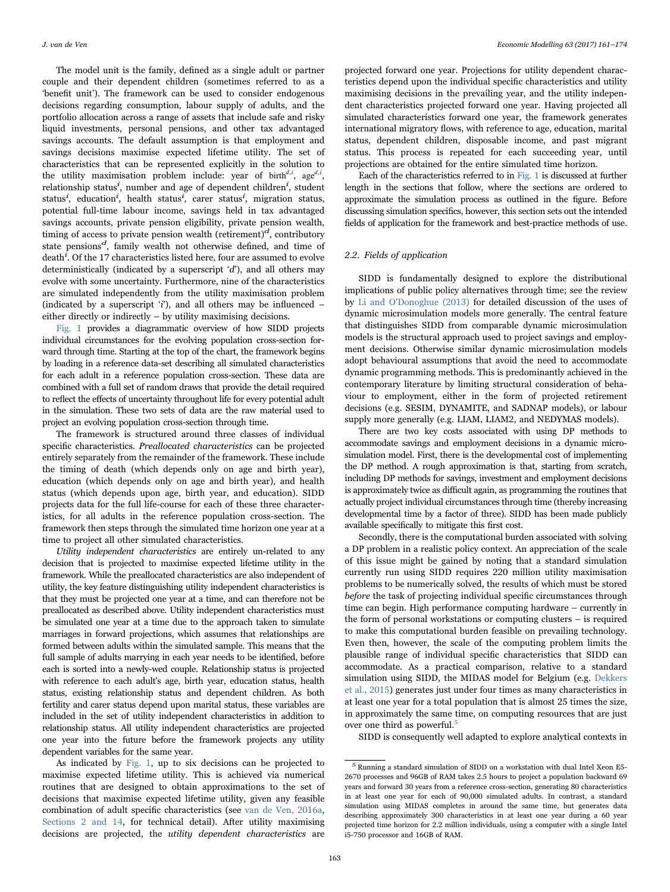The model unit is the family, defined as a single adult or partner couple and their dependent children (sometimes referred to as a 'benefit unit'). The framework can be used to consider endogenous decisions regarding consumption, labour supply of adults, and the portfolio allocation across a range of assets that include safe and risky liquid investments, personal pensions, and other tax advantaged savings accounts. The default assumption is that employment and savings decisions maximise expected lifetime utility. The set of characteristics that can be represented explicitly in the solution to the utility maximisation problem include: year of birth$^{d,i}$, age$^{d,i}$, relationship status$^{i}$, number and age of dependent children$^{i}$, student status$^{i}$, education$^{i}$, health status$^{i}$, carer status$^{i}$, migration status, potential full-time labour income, savings held in tax advantaged savings accounts, private pension eligibility, private pension wealth, timing of access to private pension wealth (retirement)$^{d}$, contributory state pensions$^{d}$, family wealth not otherwise defined, and time of death$^{i}$. Of the 17 characteristics listed here, four are assumed to evolve deterministically (indicated by a superscript '*d*'), and all others may evolve with some uncertainty. Furthermore, nine of the characteristics are simulated independently from the utility maximisation problem (indicated by a superscript '*i*'), and all others may be influenced – either directly or indirectly – by utility maximising decisions.

Fig. 1 provides a diagrammatic overview of how SIDD projects individual circumstances for the evolving population cross-section forward through time. Starting at the top of the chart, the framework begins by loading in a reference data-set describing all simulated characteristics for each adult in a reference population cross-section. These data are combined with a full set of random draws that provide the detail required to reflect the effects of uncertainty throughout life for every potential adult in the simulation. These two sets of data are the raw material used to project an evolving population cross-section through time.

The framework is structured around three classes of individual specific characteristics. *Preallocated characteristics* can be projected entirely separately from the remainder of the framework. These include the timing of death (which depends only on age and birth year), education (which depends only on age and birth year), and health status (which depends upon age, birth year, and education). SIDD projects data for the full life-course for each of these three characteristics, for all adults in the reference population cross-section. The framework then steps through the simulated time horizon one year at a time to project all other simulated characteristics.

*Utility independent characteristics* are entirely un-related to any decision that is projected to maximise expected lifetime utility in the framework. While the preallocated characteristics are also independent of utility, the key feature distinguishing utility independent characteristics is that they must be projected one year at a time, and can therefore not be preallocated as described above. Utility independent characteristics must be simulated one year at a time due to the approach taken to simulate marriages in forward projections, which assumes that relationships are formed between adults within the simulated sample. This means that the full sample of adults marrying in each year needs to be identified, before each is sorted into a newly-wed couple. Relationship status is projected with reference to each adult's age, birth year, education status, health status, existing relationship status and dependent children. As both fertility and carer status depend upon marital status, these variables are included in the set of utility independent characteristics in addition to relationship status. All utility independent characteristics are projected one year into the future before the framework projects any utility dependent variables for the same year.

As indicated by Fig. 1, up to six decisions can be projected to maximise expected lifetime utility. This is achieved via numerical routines that are designed to obtain approximations to the set of decisions that maximise expected lifetime utility, given any feasible combination of adult specific characteristics (see van de Ven, 2016a, Sections 2 and 14, for technical detail). After utility maximising decisions are projected, the *utility dependent characteristics* are projected forward one year. Projections for utility dependent characteristics depend upon the individual specific characteristics and utility maximising decisions in the prevailing year, and the utility independent characteristics projected forward one year. Having projected all simulated characteristics forward one year, the framework generates international migratory flows, with reference to age, education, marital status, dependent children, disposable income, and past migrant status. This process is repeated for each succeeding year, until projections are obtained for the entire simulated time horizon.

Each of the characteristics referred to in Fig. 1 is discussed at further length in the sections that follow, where the sections are ordered to approximate the simulation process as outlined in the figure. Before discussing simulation specifics, however, this section sets out the intended fields of application for the framework and best-practice methods of use.

### 2.2. Fields of application

SIDD is fundamentally designed to explore the distributional implications of public policy alternatives through time; see the review by Li and O'Donoghue (2013) for detailed discussion of the uses of dynamic microsimulation models more generally. The central feature that distinguishes SIDD from comparable dynamic microsimulation models is the structural approach used to project savings and employment decisions. Otherwise similar dynamic microsimulation models adopt behavioural assumptions that avoid the need to accommodate dynamic programming methods. This is predominantly achieved in the contemporary literature by limiting structural consideration of behaviour to employment, either in the form of projected retirement decisions (e.g. SESIM, DYNAMITE, and SADNAP models), or labour supply more generally (e.g. LIAM, LIAM2, and NEDYMAS models).

There are two key costs associated with using DP methods to accommodate savings and employment decisions in a dynamic microsimulation model. First, there is the developmental cost of implementing the DP method. A rough approximation is that, starting from scratch, including DP methods for savings, investment and employment decisions is approximately twice as difficult again, as programming the routines that actually project individual circumstances through time (thereby increasing developmental time by a factor of three). SIDD has been made publicly available specifically to mitigate this first cost.

Secondly, there is the computational burden associated with solving a DP problem in a realistic policy context. An appreciation of the scale of this issue might be gained by noting that a standard simulation currently run using SIDD requires 220 million utility maximisation problems to be numerically solved, the results of which must be stored *before* the task of projecting individual specific circumstances through time can begin. High performance computing hardware – currently in the form of personal workstations or computing clusters – is required to make this computational burden feasible on prevailing technology. Even then, however, the scale of the computing problem limits the plausible range of individual specific characteristics that SIDD can accommodate. As a practical comparison, relative to a standard simulation using SIDD, the MIDAS model for Belgium (e.g. Dekkers et al., 2015) generates just under four times as many characteristics in at least one year for a total population that is almost 25 times the size, in approximately the same time, on computing resources that are just over one third as powerful.[5]

SIDD is consequently well adapted to explore analytical contexts in

[5] Running a standard simulation of SIDD on a workstation with dual Intel Xeon E5-2670 processes and 96GB of RAM takes 2.5 hours to project a population backward 69 years and forward 30 years from a reference cross-section, generating 80 characteristics in at least one year for each of 90,000 simulated adults. In contrast, a standard simulation using MIDAS completes in around the same time, but generates data describing approximately 300 characteristics in at least one year during a 60 year projected time horizon for 2.2 million individuals, using a computer with a single Intel i5-750 processor and 16GB of RAM.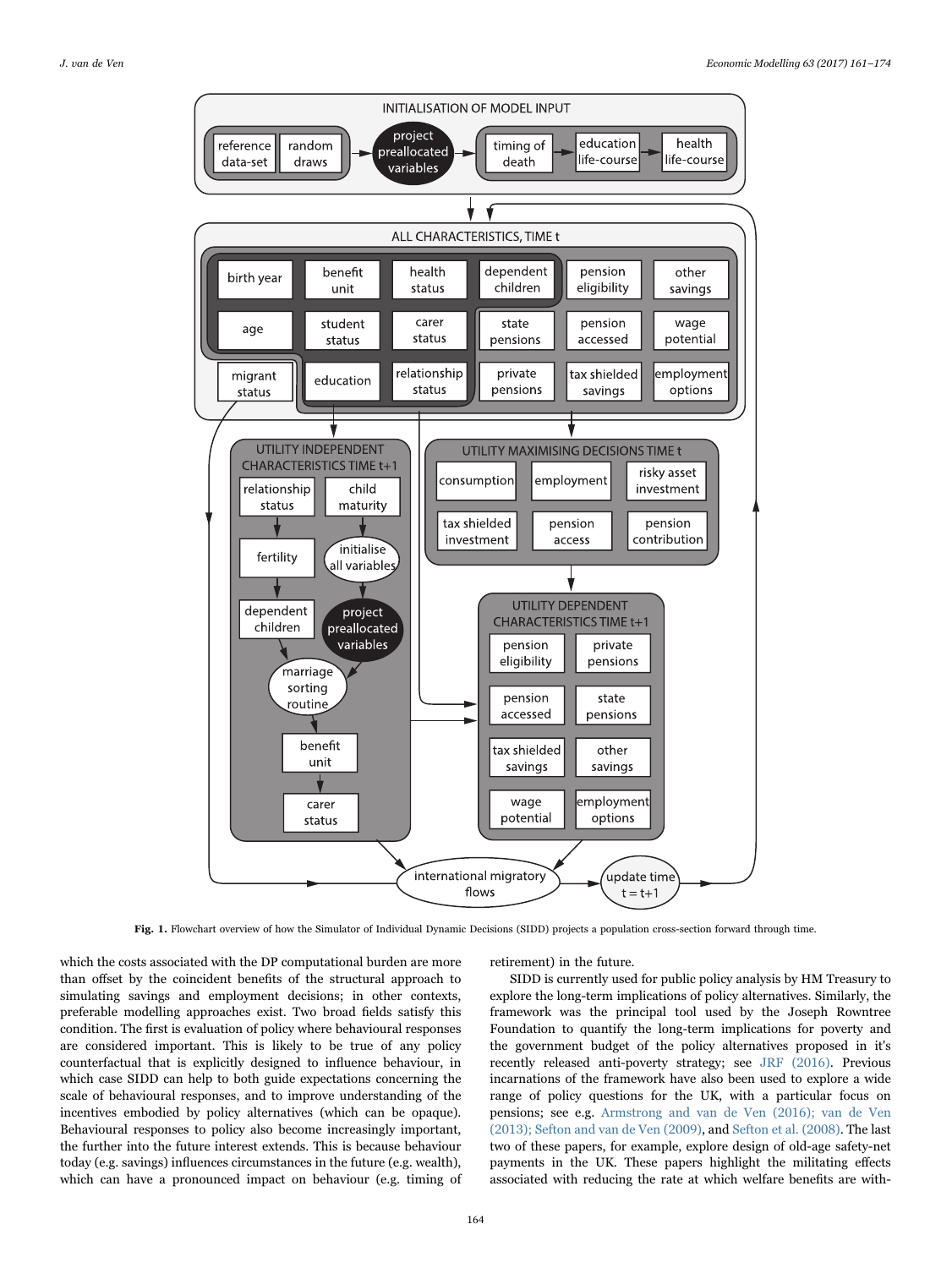**Fig. 1.** Flowchart overview of how the Simulator of Individual Dynamic Decisions (SIDD) projects a population cross-section forward through time.

which the costs associated with the DP computational burden are more than offset by the coincident benefits of the structural approach to simulating savings and employment decisions; in other contexts, preferable modelling approaches exist. Two broad fields satisfy this condition. The first is evaluation of policy where behavioural responses are considered important. This is likely to be true of any policy counterfactual that is explicitly designed to influence behaviour, in which case SIDD can help to both guide expectations concerning the scale of behavioural responses, and to improve understanding of the incentives embodied by policy alternatives (which can be opaque). Behavioural responses to policy also become increasingly important, the further into the future interest extends. This is because behaviour today (e.g. savings) influences circumstances in the future (e.g. wealth), which can have a pronounced impact on behaviour (e.g. timing of retirement) in the future.

SIDD is currently used for public policy analysis by HM Treasury to explore the long-term implications of policy alternatives. Similarly, the framework was the principal tool used by the Joseph Rowntree Foundation to quantify the long-term implications for poverty and the government budget of the policy alternatives proposed in it's recently released anti-poverty strategy; see JRF (2016). Previous incarnations of the framework have also been used to explore a wide range of policy questions for the UK, with a particular focus on pensions; see e.g. Armstrong and van de Ven (2016); van de Ven (2013); Sefton and van de Ven (2009), and Sefton et al. (2008). The last two of these papers, for example, explore design of old-age safety-net payments in the UK. These papers highlight the militating effects associated with reducing the rate at which welfare benefits are with-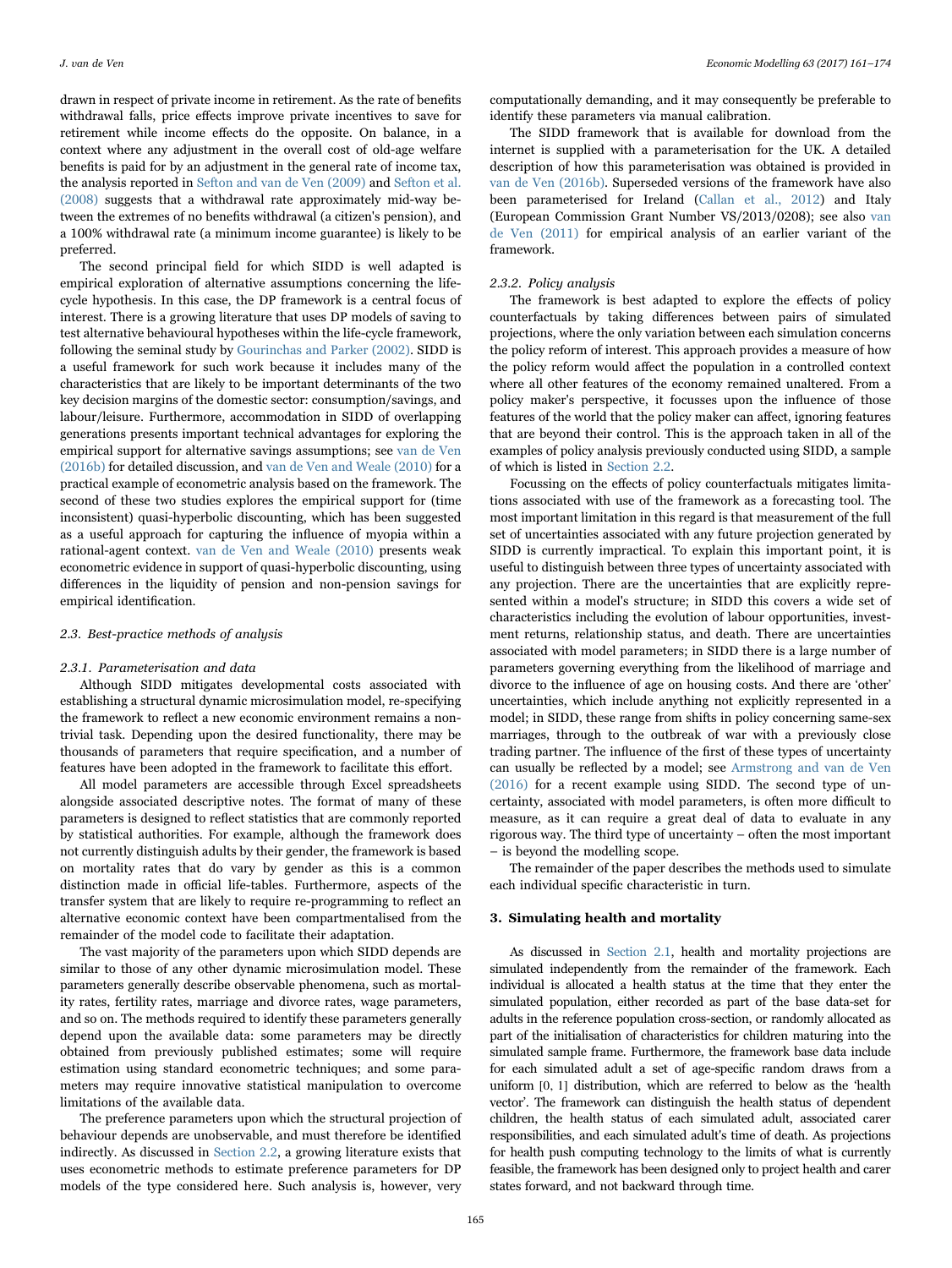drawn in respect of private income in retirement. As the rate of benefits withdrawal falls, price effects improve private incentives to save for retirement while income effects do the opposite. On balance, in a context where any adjustment in the overall cost of old-age welfare benefits is paid for by an adjustment in the general rate of income tax, the analysis reported in Sefton and van de Ven (2009) and Sefton et al. (2008) suggests that a withdrawal rate approximately mid-way between the extremes of no benefits withdrawal (a citizen's pension), and a 100% withdrawal rate (a minimum income guarantee) is likely to be preferred.

The second principal field for which SIDD is well adapted is empirical exploration of alternative assumptions concerning the life-cycle hypothesis. In this case, the DP framework is a central focus of interest. There is a growing literature that uses DP models of saving to test alternative behavioural hypotheses within the life-cycle framework, following the seminal study by Gourinchas and Parker (2002). SIDD is a useful framework for such work because it includes many of the characteristics that are likely to be important determinants of the two key decision margins of the domestic sector: consumption/savings, and labour/leisure. Furthermore, accommodation in SIDD of overlapping generations presents important technical advantages for exploring the empirical support for alternative savings assumptions; see van de Ven (2016b) for detailed discussion, and van de Ven and Weale (2010) for a practical example of econometric analysis based on the framework. The second of these two studies explores the empirical support for (time inconsistent) quasi-hyperbolic discounting, which has been suggested as a useful approach for capturing the influence of myopia within a rational-agent context. van de Ven and Weale (2010) presents weak econometric evidence in support of quasi-hyperbolic discounting, using differences in the liquidity of pension and non-pension savings for empirical identification.

### 2.3. Best-practice methods of analysis

#### 2.3.1. Parameterisation and data

Although SIDD mitigates developmental costs associated with establishing a structural dynamic microsimulation model, re-specifying the framework to reflect a new economic environment remains a non-trivial task. Depending upon the desired functionality, there may be thousands of parameters that require specification, and a number of features have been adopted in the framework to facilitate this effort.

All model parameters are accessible through Excel spreadsheets alongside associated descriptive notes. The format of many of these parameters is designed to reflect statistics that are commonly reported by statistical authorities. For example, although the framework does not currently distinguish adults by their gender, the framework is based on mortality rates that do vary by gender as this is a common distinction made in official life-tables. Furthermore, aspects of the transfer system that are likely to require re-programming to reflect an alternative economic context have been compartmentalised from the remainder of the model code to facilitate their adaptation.

The vast majority of the parameters upon which SIDD depends are similar to those of any other dynamic microsimulation model. These parameters generally describe observable phenomena, such as mortality rates, fertility rates, marriage and divorce rates, wage parameters, and so on. The methods required to identify these parameters generally depend upon the available data: some parameters may be directly obtained from previously published estimates; some will require estimation using standard econometric techniques; and some parameters may require innovative statistical manipulation to overcome limitations of the available data.

The preference parameters upon which the structural projection of behaviour depends are unobservable, and must therefore be identified indirectly. As discussed in Section 2.2, a growing literature exists that uses econometric methods to estimate preference parameters for DP models of the type considered here. Such analysis is, however, very computationally demanding, and it may consequently be preferable to identify these parameters via manual calibration.

The SIDD framework that is available for download from the internet is supplied with a parameterisation for the UK. A detailed description of how this parameterisation was obtained is provided in van de Ven (2016b). Superseded versions of the framework have also been parameterised for Ireland (Callan et al., 2012) and Italy (European Commission Grant Number VS/2013/0208); see also van de Ven (2011) for empirical analysis of an earlier variant of the framework.

#### 2.3.2. Policy analysis

The framework is best adapted to explore the effects of policy counterfactuals by taking differences between pairs of simulated projections, where the only variation between each simulation concerns the policy reform of interest. This approach provides a measure of how the policy reform would affect the population in a controlled context where all other features of the economy remained unaltered. From a policy maker's perspective, it focusses upon the influence of those features of the world that the policy maker can affect, ignoring features that are beyond their control. This is the approach taken in all of the examples of policy analysis previously conducted using SIDD, a sample of which is listed in Section 2.2.

Focussing on the effects of policy counterfactuals mitigates limitations associated with use of the framework as a forecasting tool. The most important limitation in this regard is that measurement of the full set of uncertainties associated with any future projection generated by SIDD is currently impractical. To explain this important point, it is useful to distinguish between three types of uncertainty associated with any projection. There are the uncertainties that are explicitly represented within a model's structure; in SIDD this covers a wide set of characteristics including the evolution of labour opportunities, investment returns, relationship status, and death. There are uncertainties associated with model parameters; in SIDD there is a large number of parameters governing everything from the likelihood of marriage and divorce to the influence of age on housing costs. And there are 'other' uncertainties, which include anything not explicitly represented in a model; in SIDD, these range from shifts in policy concerning same-sex marriages, through to the outbreak of war with a previously close trading partner. The influence of the first of these types of uncertainty can usually be reflected by a model; see Armstrong and van de Ven (2016) for a recent example using SIDD. The second type of uncertainty, associated with model parameters, is often more difficult to measure, as it can require a great deal of data to evaluate in any rigorous way. The third type of uncertainty – often the most important – is beyond the modelling scope.

The remainder of the paper describes the methods used to simulate each individual specific characteristic in turn.

## 3. Simulating health and mortality

As discussed in Section 2.1, health and mortality projections are simulated independently from the remainder of the framework. Each individual is allocated a health status at the time that they enter the simulated population, either recorded as part of the base data-set for adults in the reference population cross-section, or randomly allocated as part of the initialisation of characteristics for children maturing into the simulated sample frame. Furthermore, the framework base data include for each simulated adult a set of age-specific random draws from a uniform $[0, 1]$ distribution, which are referred to below as the 'health vector'. The framework can distinguish the health status of dependent children, the health status of each simulated adult, associated carer responsibilities, and each simulated adult's time of death. As projections for health push computing technology to the limits of what is currently feasible, the framework has been designed only to project health and carer states forward, and not backward through time.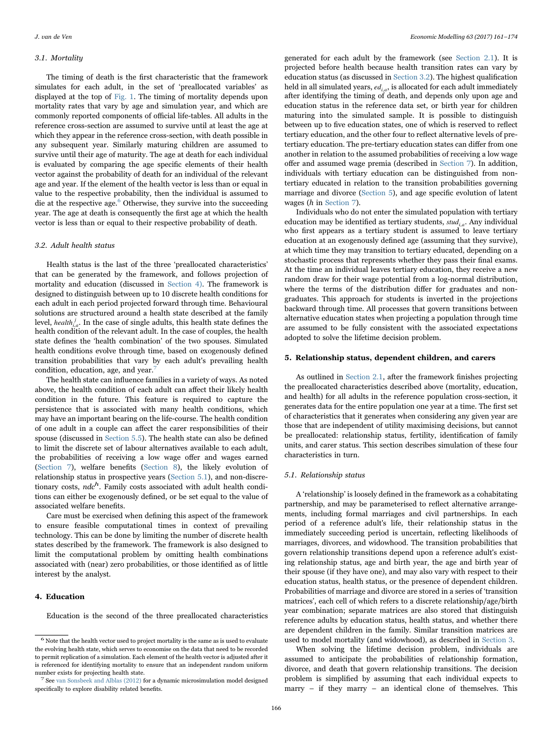### 3.1. Mortality

The timing of death is the first characteristic that the framework simulates for each adult, in the set of 'preallocated variables' as displayed at the top of Fig. 1. The timing of mortality depends upon mortality rates that vary by age and simulation year, and which are commonly reported components of official life-tables. All adults in the reference cross-section are assumed to survive until at least the age at which they appear in the reference cross-section, with death possible in any subsequent year. Similarly maturing children are assumed to survive until their age of maturity. The age at death for each individual is evaluated by comparing the age specific elements of their health vector against the probability of death for an individual of the relevant age and year. If the element of the health vector is less than or equal in value to the respective probability, then the individual is assumed to die at the respective age.[6] Otherwise, they survive into the succeeding year. The age at death is consequently the first age at which the health vector is less than or equal to their respective probability of death.

### 3.2. Adult health status

Health status is the last of the three 'preallocated characteristics' that can be generated by the framework, and follows projection of mortality and education (discussed in Section 4). The framework is designed to distinguish between up to 10 discrete health conditions for each adult in each period projected forward through time. Behavioural solutions are structured around a health state described at the family level, $health_{i,a}^{j}$. In the case of single adults, this health state defines the health condition of the relevant adult. In the case of couples, the health state defines the 'health combination' of the two spouses. Simulated health conditions evolve through time, based on exogenously defined transition probabilities that vary by each adult's prevailing health condition, education, age, and year.[7]

The health state can influence families in a variety of ways. As noted above, the health condition of each adult can affect their likely health condition in the future. This feature is required to capture the persistence that is associated with many health conditions, which may have an important bearing on the life-course. The health condition of one adult in a couple can affect the carer responsibilities of their spouse (discussed in Section 5.5). The health state can also be defined to limit the discrete set of labour alternatives available to each adult, the probabilities of receiving a low wage offer and wages earned (Section 7), welfare benefits (Section 8), the likely evolution of relationship status in prospective years (Section 5.1), and non-discretionary costs, $ndc^{h}$. Family costs associated with adult health conditions can either be exogenously defined, or be set equal to the value of associated welfare benefits.

Care must be exercised when defining this aspect of the framework to ensure feasible computational times in context of prevailing technology. This can be done by limiting the number of discrete health states described by the framework. The framework is also designed to limit the computational problem by omitting health combinations associated with (near) zero probabilities, or those identified as of little interest by the analyst.

## 4. Education

Education is the second of the three preallocated characteristics generated for each adult by the framework (see Section 2.1). It is projected before health because health transition rates can vary by education status (as discussed in Section 3.2). The highest qualification held in all simulated years, $ed_{i,a}$, is allocated for each adult immediately after identifying the timing of death, and depends only upon age and education status in the reference data set, or birth year for children maturing into the simulated sample. It is possible to distinguish between up to five education states, one of which is reserved to reflect tertiary education, and the other four to reflect alternative levels of pre-tertiary education. The pre-tertiary education states can differ from one another in relation to the assumed probabilities of receiving a low wage offer and assumed wage premia (described in Section 7). In addition, individuals with tertiary education can be distinguished from non-tertiary educated in relation to the transition probabilities governing marriage and divorce (Section 5), and age specific evolution of latent wages ($h$ in Section 7).

Individuals who do not enter the simulated population with tertiary education may be identified as tertiary students, $stud_{i,a}$. Any individual who first appears as a tertiary student is assumed to leave tertiary education at an exogenously defined age (assuming that they survive), at which time they may transition to tertiary educated, depending on a stochastic process that represents whether they pass their final exams. At the time an individual leaves tertiary education, they receive a new random draw for their wage potential from a log-normal distribution, where the terms of the distribution differ for graduates and non-graduates. This approach for students is inverted in the projections backward through time. All processes that govern transitions between alternative education states when projecting a population through time are assumed to be fully consistent with the associated expectations adopted to solve the lifetime decision problem.

## 5. Relationship status, dependent children, and carers

As outlined in Section 2.1, after the framework finishes projecting the preallocated characteristics described above (mortality, education, and health) for all adults in the reference population cross-section, it generates data for the entire population one year at a time. The first set of characteristics that it generates when considering any given year are those that are independent of utility maximising decisions, but cannot be preallocated: relationship status, fertility, identification of family units, and carer status. This section describes simulation of these four characteristics in turn.

### 5.1. Relationship status

A 'relationship' is loosely defined in the framework as a cohabitating partnership, and may be parameterised to reflect alternative arrangements, including formal marriages and civil partnerships. In each period of a reference adult's life, their relationship status in the immediately succeeding period is uncertain, reflecting likelihoods of marriages, divorces, and widowhood. The transition probabilities that govern relationship transitions depend upon a reference adult's existing relationship status, age and birth year, the age and birth year of their spouse (if they have one), and may also vary with respect to their education status, health status, or the presence of dependent children. Probabilities of marriage and divorce are stored in a series of 'transition matrices', each cell of which refers to a discrete relationship/age/birth year combination; separate matrices are also stored that distinguish reference adults by education status, health status, and whether there are dependent children in the family. Similar transition matrices are used to model mortality (and widowhood), as described in Section 3.

When solving the lifetime decision problem, individuals are assumed to anticipate the probabilities of relationship formation, divorce, and death that govern relationship transitions. The decision problem is simplified by assuming that each individual expects to marry – if they marry – an identical clone of themselves. This

[6] Note that the health vector used to project mortality is the same as is used to evaluate the evolving health state, which serves to economise on the data that need to be recorded to permit replication of a simulation. Each element of the health vector is adjusted after it is referenced for identifying mortality to ensure that an independent random uniform number exists for projecting health state.

[7] See van Sonsbeek and Alblas (2012) for a dynamic microsimulation model designed specifically to explore disability related benefits.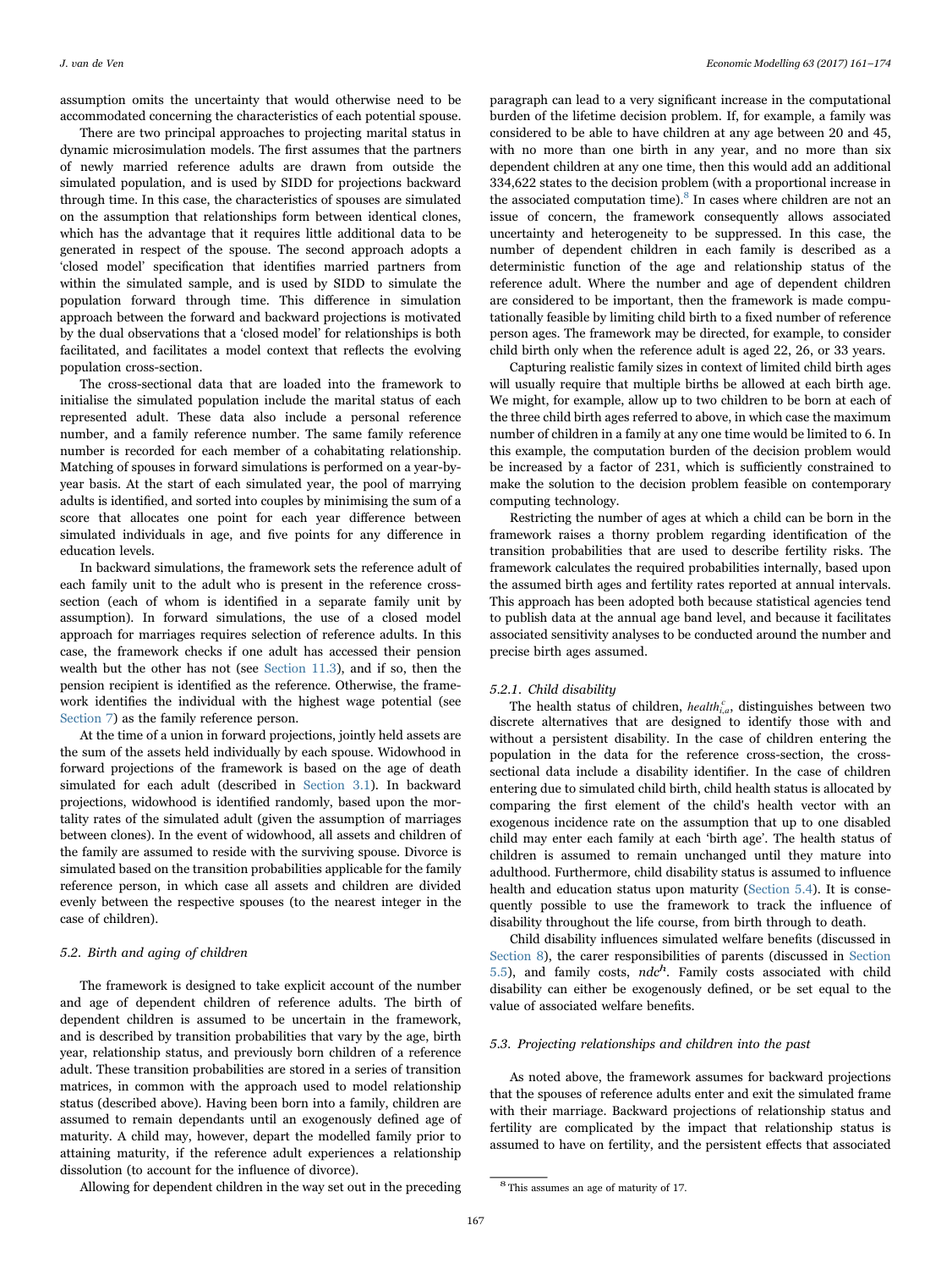assumption omits the uncertainty that would otherwise need to be accommodated concerning the characteristics of each potential spouse.

There are two principal approaches to projecting marital status in dynamic microsimulation models. The first assumes that the partners of newly married reference adults are drawn from outside the simulated population, and is used by SIDD for projections backward through time. In this case, the characteristics of spouses are simulated on the assumption that relationships form between identical clones, which has the advantage that it requires little additional data to be generated in respect of the spouse. The second approach adopts a 'closed model' specification that identifies married partners from within the simulated sample, and is used by SIDD to simulate the population forward through time. This difference in simulation approach between the forward and backward projections is motivated by the dual observations that a 'closed model' for relationships is both facilitated, and facilitates a model context that reflects the evolving population cross-section.

The cross-sectional data that are loaded into the framework to initialise the simulated population include the marital status of each represented adult. These data also include a personal reference number, and a family reference number. The same family reference number is recorded for each member of a cohabitating relationship. Matching of spouses in forward simulations is performed on a year-by-year basis. At the start of each simulated year, the pool of marrying adults is identified, and sorted into couples by minimising the sum of a score that allocates one point for each year difference between simulated individuals in age, and five points for any difference in education levels.

In backward simulations, the framework sets the reference adult of each family unit to the adult who is present in the reference cross-section (each of whom is identified in a separate family unit by assumption). In forward simulations, the use of a closed model approach for marriages requires selection of reference adults. In this case, the framework checks if one adult has accessed their pension wealth but the other has not (see Section 11.3), and if so, then the pension recipient is identified as the reference. Otherwise, the framework identifies the individual with the highest wage potential (see Section 7) as the family reference person.

At the time of a union in forward projections, jointly held assets are the sum of the assets held individually by each spouse. Widowhood in forward projections of the framework is based on the age of death simulated for each adult (described in Section 3.1). In backward projections, widowhood is identified randomly, based upon the mortality rates of the simulated adult (given the assumption of marriages between clones). In the event of widowhood, all assets and children of the family are assumed to reside with the surviving spouse. Divorce is simulated based on the transition probabilities applicable for the family reference person, in which case all assets and children are divided evenly between the respective spouses (to the nearest integer in the case of children).

### 5.2. Birth and aging of children

The framework is designed to take explicit account of the number and age of dependent children of reference adults. The birth of dependent children is assumed to be uncertain in the framework, and is described by transition probabilities that vary by the age, birth year, relationship status, and previously born children of a reference adult. These transition probabilities are stored in a series of transition matrices, in common with the approach used to model relationship status (described above). Having been born into a family, children are assumed to remain dependants until an exogenously defined age of maturity. A child may, however, depart the modelled family prior to attaining maturity, if the reference adult experiences a relationship dissolution (to account for the influence of divorce).

Allowing for dependent children in the way set out in the preceding paragraph can lead to a very significant increase in the computational burden of the lifetime decision problem. If, for example, a family was considered to be able to have children at any age between 20 and 45, with no more than one birth in any year, and no more than six dependent children at any one time, then this would add an additional 334,622 states to the decision problem (with a proportional increase in the associated computation time).[8] In cases where children are not an issue of concern, the framework consequently allows associated uncertainty and heterogeneity to be suppressed. In this case, the number of dependent children in each family is described as a deterministic function of the age and relationship status of the reference adult. Where the number and age of dependent children are considered to be important, then the framework is made computationally feasible by limiting child birth to a fixed number of reference person ages. The framework may be directed, for example, to consider child birth only when the reference adult is aged 22, 26, or 33 years.

Capturing realistic family sizes in context of limited child birth ages will usually require that multiple births be allowed at each birth age. We might, for example, allow up to two children to be born at each of the three child birth ages referred to above, in which case the maximum number of children in a family at any one time would be limited to 6. In this example, the computation burden of the decision problem would be increased by a factor of 231, which is sufficiently constrained to make the solution to the decision problem feasible on contemporary computing technology.

Restricting the number of ages at which a child can be born in the framework raises a thorny problem regarding identification of the transition probabilities that are used to describe fertility risks. The framework calculates the required probabilities internally, based upon the assumed birth ages and fertility rates reported at annual intervals. This approach has been adopted both because statistical agencies tend to publish data at the annual age band level, and because it facilitates associated sensitivity analyses to be conducted around the number and precise birth ages assumed.

#### 5.2.1. Child disability

The health status of children, $health^{c}_{i,a}$, distinguishes between two discrete alternatives that are designed to identify those with and without a persistent disability. In the case of children entering the population in the data for the reference cross-section, the cross-sectional data include a disability identifier. In the case of children entering due to simulated child birth, child health status is allocated by comparing the first element of the child's health vector with an exogenous incidence rate on the assumption that up to one disabled child may enter each family at each 'birth age'. The health status of children is assumed to remain unchanged until they mature into adulthood. Furthermore, child disability status is assumed to influence health and education status upon maturity (Section 5.4). It is consequently possible to use the framework to track the influence of disability throughout the life course, from birth through to death.

Child disability influences simulated welfare benefits (discussed in Section 8), the carer responsibilities of parents (discussed in Section 5.5), and family costs, $ndc^{h}$. Family costs associated with child disability can either be exogenously defined, or be set equal to the value of associated welfare benefits.

### 5.3. Projecting relationships and children into the past

As noted above, the framework assumes for backward projections that the spouses of reference adults enter and exit the simulated frame with their marriage. Backward projections of relationship status and fertility are complicated by the impact that relationship status is assumed to have on fertility, and the persistent effects that associated

[8] This assumes an age of maturity of 17.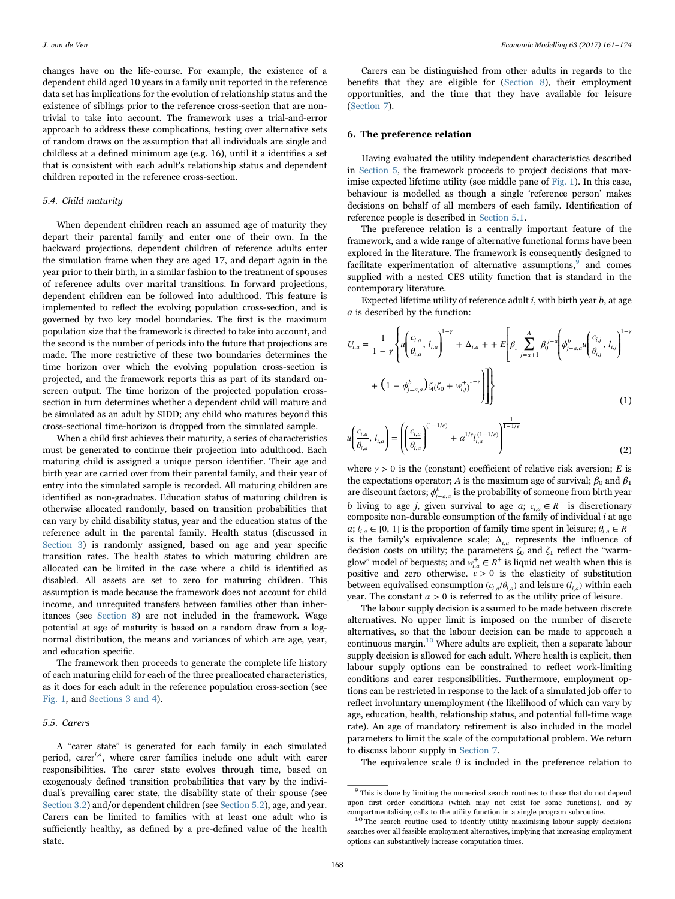changes have on the life-course. For example, the existence of a dependent child aged 10 years in a family unit reported in the reference data set has implications for the evolution of relationship status and the existence of siblings prior to the reference cross-section that are non-trivial to take into account. The framework uses a trial-and-error approach to address these complications, testing over alternative sets of random draws on the assumption that all individuals are single and childless at a defined minimum age (e.g. 16), until it identifies a set that is consistent with each adult's relationship status and dependent children reported in the reference cross-section.

### 5.4. Child maturity

When dependent children reach an assumed age of maturity they depart their parental family and enter one of their own. In the backward projections, dependent children of reference adults enter the simulation frame when they are aged 17, and depart again in the year prior to their birth, in a similar fashion to the treatment of spouses of reference adults over marital transitions. In forward projections, dependent children can be followed into adulthood. This feature is implemented to reflect the evolving population cross-section, and is governed by two key model boundaries. The first is the maximum population size that the framework is directed to take into account, and the second is the number of periods into the future that projections are made. The more restrictive of these two boundaries determines the time horizon over which the evolving population cross-section is projected, and the framework reports this as part of its standard on-screen output. The time horizon of the projected population cross-section in turn determines whether a dependent child will mature and be simulated as an adult by SIDD; any child who matures beyond this cross-sectional time-horizon is dropped from the simulated sample.

When a child first achieves their maturity, a series of characteristics must be generated to continue their projection into adulthood. Each maturing child is assigned a unique person identifier. Their age and birth year are carried over from their parental family, and their year of entry into the simulated sample is recorded. All maturing children are identified as non-graduates. Education status of maturing children is otherwise allocated randomly, based on transition probabilities that can vary by child disability status, year and the education status of the reference adult in the parental family. Health status (discussed in Section 3) is randomly assigned, based on age and year specific transition rates. The health states to which maturing children are allocated can be limited in the case where a child is identified as disabled. All assets are set to zero for maturing children. This assumption is made because the framework does not account for child income, and unrequited transfers between families other than inheritances (see Section 8) are not included in the framework. Wage potential at age of maturity is based on a random draw from a log-normal distribution, the means and variances of which are age, year, and education specific.

The framework then proceeds to generate the complete life history of each maturing child for each of the three preallocated characteristics, as it does for each adult in the reference population cross-section (see Fig. 1, and Sections 3 and 4).

### 5.5. Carers

A "carer state" is generated for each family in each simulated period, $carer^{i,a}$, where carer families include one adult with carer responsibilities. The carer state evolves through time, based on exogenously defined transition probabilities that vary by the individual's prevailing carer state, the disability state of their spouse (see Section 3.2) and/or dependent children (see Section 5.2), age, and year. Carers can be limited to families with at least one adult who is sufficiently healthy, as defined by a pre-defined value of the health state.

Carers can be distinguished from other adults in regards to the benefits that they are eligible for (Section 8), their employment opportunities, and the time that they have available for leisure (Section 7).

## 6. The preference relation

Having evaluated the utility independent characteristics described in Section 5, the framework proceeds to project decisions that maximise expected lifetime utility (see middle pane of Fig. 1). In this case, behaviour is modelled as though a single 'reference person' makes decisions on behalf of all members of each family. Identification of reference people is described in Section 5.1.

The preference relation is a centrally important feature of the framework, and a wide range of alternative functional forms have been explored in the literature. The framework is consequently designed to facilitate experimentation of alternative assumptions,[9] and comes supplied with a nested CES utility function that is standard in the contemporary literature.

Expected lifetime utility of reference adult $i$, with birth year $b$, at age $a$ is described by the function:

$$U_{i,a} = \frac{1}{1-\gamma}\left\{u\left(\frac{c_{i,a}}{\theta_{i,a}}, l_{i,a}\right)^{1-\gamma} + \Delta_{i,a} + + E\left[\beta_1 \sum_{j=a+1}^{A} \beta_0^{j-a}\left(\phi_{j-a,a}^{b} u\left(\frac{c_{i,j}}{\theta_{i,j}}, l_{i,j}\right)^{1-\gamma} + \left(1-\phi_{j-a,a}^{b}\right)\zeta_1(\zeta_0 + w_{i,j}^{+})^{1-\gamma}\right)\right]\right\} \tag{1}$$

$$u\left(\frac{c_{i,a}}{\theta_{i,a}}, l_{i,a}\right) = \left(\left(\frac{c_{i,a}}{\theta_{i,a}}\right)^{(1-1/\varepsilon)} + \alpha^{1/\varepsilon} l_{i,a}^{(1-1/\varepsilon)}\right)^{\frac{1}{1-1/\varepsilon}} \tag{2}$$

where $\gamma > 0$ is the (constant) coefficient of relative risk aversion; $E$ is the expectations operator; $A$ is the maximum age of survival; $\beta_0$ and $\beta_1$ are discount factors; $\phi_{j-a,a}^{b}$ is the probability of someone from birth year $b$ living to age $j$, given survival to age $a$; $c_{i,a} \in R^+$ is discretionary composite non-durable consumption of the family of individual $i$ at age $a$; $l_{i,a} \in [0, 1]$ is the proportion of family time spent in leisure; $\theta_{i,a} \in R^+$ is the family's equivalence scale; $\Delta_{i,a}$ represents the influence of decision costs on utility; the parameters $\zeta_0$ and $\zeta_1$ reflect the "warm-glow" model of bequests; and $w_{i,a}^{+} \in R^+$ is liquid net wealth when this is positive and zero otherwise. $\varepsilon > 0$ is the elasticity of substitution between equivalised consumption ($c_{i,a}/\theta_{i,a}$) and leisure ($l_{i,a}$) within each year. The constant $\alpha > 0$ is referred to as the utility price of leisure.

The labour supply decision is assumed to be made between discrete alternatives. No upper limit is imposed on the number of discrete alternatives, so that the labour decision can be made to approach a continuous margin.[10] Where adults are explicit, then a separate labour supply decision is allowed for each adult. Where health is explicit, then labour supply options can be constrained to reflect work-limiting conditions and carer responsibilities. Furthermore, employment options can be restricted in response to the lack of a simulated job offer to reflect involuntary unemployment (the likelihood of which can vary by age, education, health, relationship status, and potential full-time wage rate). An age of mandatory retirement is also included in the model parameters to limit the scale of the computational problem. We return to discuss labour supply in Section 7.

The equivalence scale $\theta$ is included in the preference relation to

---

[9] This is done by limiting the numerical search routines to those that do not depend upon first order conditions (which may not exist for some functions), and by compartmentalising calls to the utility function in a single program subroutine.

[10] The search routine used to identify utility maximising labour supply decisions searches over all feasible employment alternatives, implying that increasing employment options can substantively increase computation times.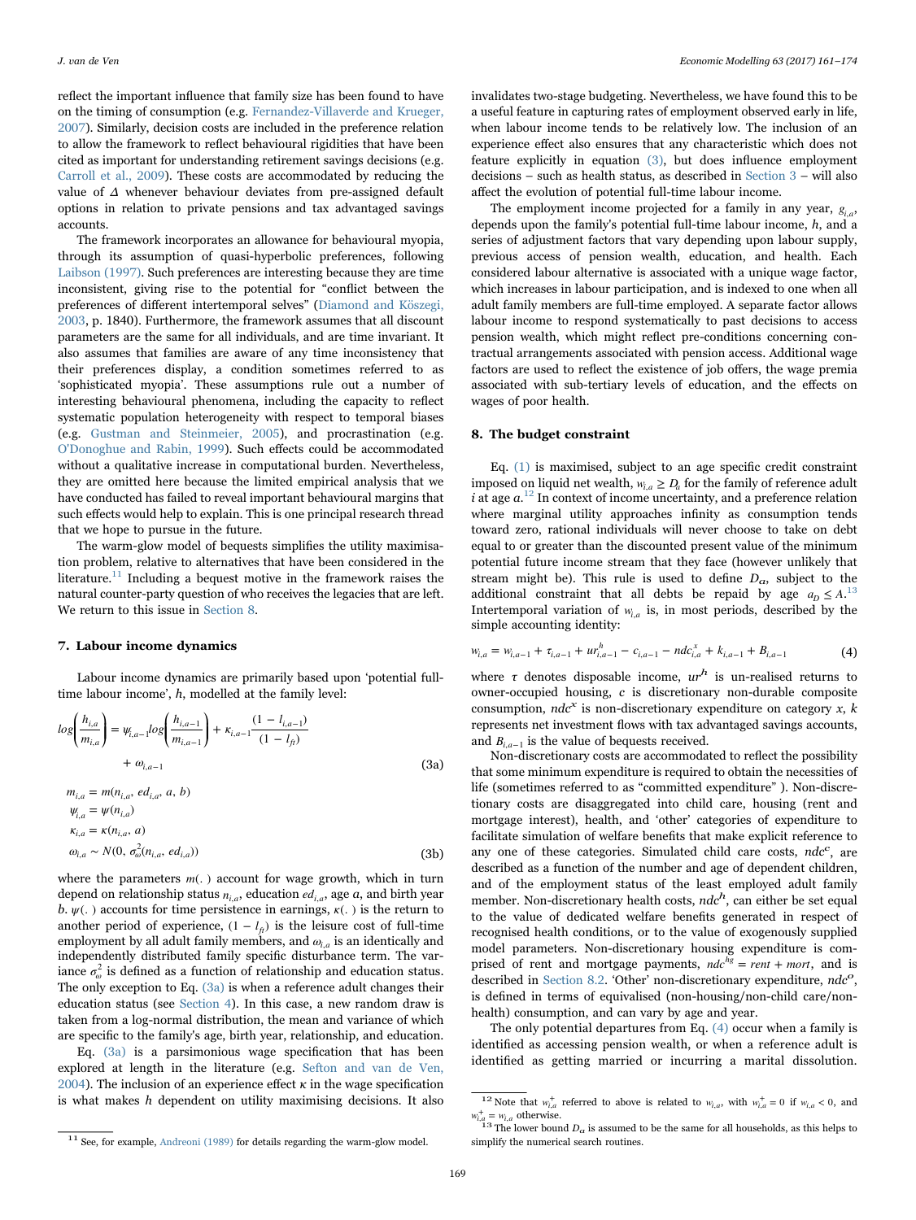reflect the important influence that family size has been found to have on the timing of consumption (e.g. Fernandez-Villaverde and Krueger, 2007). Similarly, decision costs are included in the preference relation to allow the framework to reflect behavioural rigidities that have been cited as important for understanding retirement savings decisions (e.g. Carroll et al., 2009). These costs are accommodated by reducing the value of $\Delta$ whenever behaviour deviates from pre-assigned default options in relation to private pensions and tax advantaged savings accounts.

The framework incorporates an allowance for behavioural myopia, through its assumption of quasi-hyperbolic preferences, following Laibson (1997). Such preferences are interesting because they are time inconsistent, giving rise to the potential for "conflict between the preferences of different intertemporal selves" (Diamond and Köszegi, 2003, p. 1840). Furthermore, the framework assumes that all discount parameters are the same for all individuals, and are time invariant. It also assumes that families are aware of any time inconsistency that their preferences display, a condition sometimes referred to as 'sophisticated myopia'. These assumptions rule out a number of interesting behavioural phenomena, including the capacity to reflect systematic population heterogeneity with respect to temporal biases (e.g. Gustman and Steinmeier, 2005), and procrastination (e.g. O'Donoghue and Rabin, 1999). Such effects could be accommodated without a qualitative increase in computational burden. Nevertheless, they are omitted here because the limited empirical analysis that we have conducted has failed to reveal important behavioural margins that such effects would help to explain. This is one principal research thread that we hope to pursue in the future.

The warm-glow model of bequests simplifies the utility maximisation problem, relative to alternatives that have been considered in the literature.[11] Including a bequest motive in the framework raises the natural counter-party question of who receives the legacies that are left. We return to this issue in Section 8.

## 7. Labour income dynamics

Labour income dynamics are primarily based upon 'potential full-time labour income', $h$, modelled at the family level:

$$log\left(\frac{h_{i,a}}{m_{i,a}}\right) = \psi_{i,a-1}log\left(\frac{h_{i,a-1}}{m_{i,a-1}}\right) + \kappa_{i,a-1}\frac{(1-l_{i,a-1})}{(1-l_{ft})} + \omega_{i,a-1} \tag{3a}$$

$$\begin{aligned} m_{i,a} &= m(n_{i,a}, ed_{i,a}, a, b) \\ \psi_{i,a} &= \psi(n_{i,a}) \\ \kappa_{i,a} &= \kappa(n_{i,a}, a) \\ \omega_{i,a} &\sim N(0, \sigma_\omega^2(n_{i,a}, ed_{i,a})) \end{aligned} \tag{3b}$$

where the parameters $m(.)$ account for wage growth, which in turn depend on relationship status $n_{i,a}$, education $ed_{i,a}$, age $a$, and birth year $b$. $\psi(.)$ accounts for time persistence in earnings, $\kappa(.)$ is the return to another period of experience, $(1 - l_{ft})$ is the leisure cost of full-time employment by all adult family members, and $\omega_{i,a}$ is an identically and independently distributed family specific disturbance term. The variance $\sigma_\omega^2$ is defined as a function of relationship and education status. The only exception to Eq. (3a) is when a reference adult changes their education status (see Section 4). In this case, a new random draw is taken from a log-normal distribution, the mean and variance of which are specific to the family's age, birth year, relationship, and education.

Eq. (3a) is a parsimonious wage specification that has been explored at length in the literature (e.g. Sefton and van de Ven, 2004). The inclusion of an experience effect $\kappa$ in the wage specification is what makes $h$ dependent on utility maximising decisions. It also invalidates two-stage budgeting. Nevertheless, we have found this to be a useful feature in capturing rates of employment observed early in life, when labour income tends to be relatively low. The inclusion of an experience effect also ensures that any characteristic which does not feature explicitly in equation (3), but does influence employment decisions – such as health status, as described in Section 3 – will also affect the evolution of potential full-time labour income.

The employment income projected for a family in any year, $g_{i,a}$, depends upon the family's potential full-time labour income, $h$, and a series of adjustment factors that vary depending upon labour supply, previous access of pension wealth, education, and health. Each considered labour alternative is associated with a unique wage factor, which increases in labour participation, and is indexed to one when all adult family members are full-time employed. A separate factor allows labour income to respond systematically to past decisions to access pension wealth, which might reflect pre-conditions concerning contractual arrangements associated with pension access. Additional wage factors are used to reflect the existence of job offers, the wage premia associated with sub-tertiary levels of education, and the effects on wages of poor health.

## 8. The budget constraint

Eq. (1) is maximised, subject to an age specific credit constraint imposed on liquid net wealth, $w_{i,a} \geq D_a$ for the family of reference adult $i$ at age $a$.[12] In context of income uncertainty, and a preference relation where marginal utility approaches infinity as consumption tends toward zero, rational individuals will never choose to take on debt equal to or greater than the discounted present value of the minimum potential future income stream that they face (however unlikely that stream might be). This rule is used to define $D_a$, subject to the additional constraint that all debts be repaid by age $a_D \leq A$.[13] Intertemporal variation of $w_{i,a}$ is, in most periods, described by the simple accounting identity:

$$w_{i,a} = w_{i,a-1} + \tau_{i,a-1} + ur_{i,a-1}^h - c_{i,a-1} - ndc_{i,a}^x + k_{i,a-1} + B_{i,a-1} \tag{4}$$

where $\tau$ denotes disposable income, $ur^h$ is un-realised returns to owner-occupied housing, $c$ is discretionary non-durable composite consumption, $ndc^x$ is non-discretionary expenditure on category $x$, $k$ represents net investment flows with tax advantaged savings accounts, and $B_{i,a-1}$ is the value of bequests received.

Non-discretionary costs are accommodated to reflect the possibility that some minimum expenditure is required to obtain the necessities of life (sometimes referred to as "committed expenditure" ). Non-discretionary costs are disaggregated into child care, housing (rent and mortgage interest), health, and 'other' categories of expenditure to facilitate simulation of welfare benefits that make explicit reference to any one of these categories. Simulated child care costs, $ndc^c$, are described as a function of the number and age of dependent children, and of the employment status of the least employed adult family member. Non-discretionary health costs, $ndc^h$, can either be set equal to the value of dedicated welfare benefits generated in respect of recognised health conditions, or to the value of exogenously supplied model parameters. Non-discretionary housing expenditure is comprised of rent and mortgage payments, $ndc^{hg} = rent + mort$, and is described in Section 8.2. 'Other' non-discretionary expenditure, $ndc^o$, is defined in terms of equivalised (non-housing/non-child care/non-health) consumption, and can vary by age and year.

The only potential departures from Eq. (4) occur when a family is identified as accessing pension wealth, or when a reference adult is identified as getting married or incurring a marital dissolution.

[11] See, for example, Andreoni (1989) for details regarding the warm-glow model.

[12] Note that $w_{i,a}^+$ referred to above is related to $w_{i,a}$, with $w_{i,a}^+ = 0$ if $w_{i,a} < 0$, and $w_{i,a}^+ = w_{i,a}$ otherwise.

[13] The lower bound $D_a$ is assumed to be the same for all households, as this helps to simplify the numerical search routines.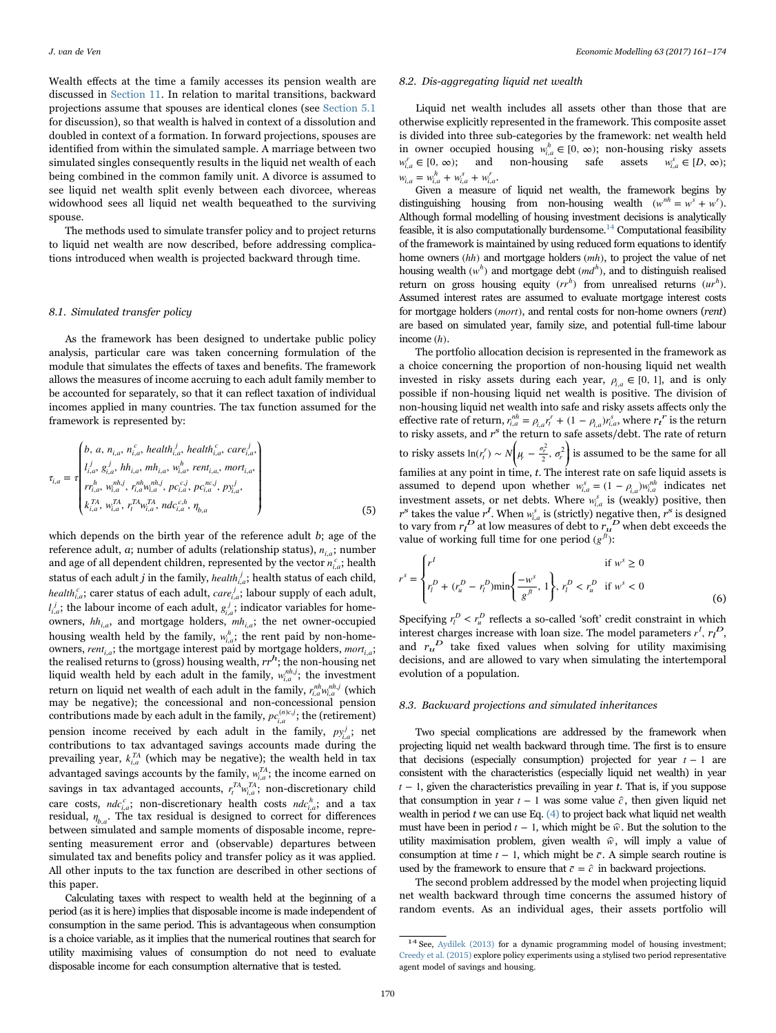Wealth effects at the time a family accesses its pension wealth are discussed in Section 11. In relation to marital transitions, backward projections assume that spouses are identical clones (see Section 5.1 for discussion), so that wealth is halved in context of a dissolution and doubled in context of a formation. In forward projections, spouses are identified from within the simulated sample. A marriage between two simulated singles consequently results in the liquid net wealth of each being combined in the common family unit. A divorce is assumed to see liquid net wealth split evenly between each divorcee, whereas widowhood sees all liquid net wealth bequeathed to the surviving spouse.

The methods used to simulate transfer policy and to project returns to liquid net wealth are now described, before addressing complications introduced when wealth is projected backward through time.

### 8.1. Simulated transfer policy

As the framework has been designed to undertake public policy analysis, particular care was taken concerning formulation of the module that simulates the effects of taxes and benefits. The framework allows the measures of income accruing to each adult family member to be accounted for separately, so that it can reflect taxation of individual incomes applied in many countries. The tax function assumed for the framework is represented by:

$$
\tau_{i,a} = \tau\begin{pmatrix} b,\ a,\ n_{i,a},\ n_{i,a}^{c},\ health_{i,a}^{j},\ health_{i,a}^{c},\ care_{i,a}^{j}, \\ l_{i,a}^{j},\ g_{i,a}^{j},\ hh_{i,a},\ mh_{i,a},\ w_{i,a}^{h},\ rent_{i,a},\ mort_{i,a}, \\ rr_{i,a}^{h},\ w_{i,a}^{nh,j},\ r_{i,a}^{nh}w_{i,a}^{nh,j},\ pc_{i,a}^{c,j},\ pc_{i,a}^{nc,j},\ py_{i,a}^{j}, \\ k_{i,a}^{TA},\ w_{i,a}^{TA},\ r_{t}^{TA}w_{i,a}^{TA},\ ndc_{i,a}^{c,h},\ \eta_{b,a} \end{pmatrix} \tag{5}
$$

which depends on the birth year of the reference adult $b$; age of the reference adult, $a$; number of adults (relationship status), $n_{i,a}$; number and age of all dependent children, represented by the vector $n_{i,a}^{c}$; health status of each adult $j$ in the family, $health_{i,a}^{j}$; health status of each child, $health_{i,a}^{c}$; carer status of each adult, $care_{i,a}^{j}$; labour supply of each adult, $l_{i,a}^{j}$; the labour income of each adult, $g_{i,a}^{j}$; indicator variables for home-owners, $hh_{i,a}$, and mortgage holders, $mh_{i,a}$; the net owner-occupied housing wealth held by the family, $w_{i,a}^{h}$; the rent paid by non-home-owners, $rent_{i,a}$; the mortgage interest paid by mortgage holders, $mort_{i,a}$; the realised returns to (gross) housing wealth, $rr^{h}$; the non-housing net liquid wealth held by each adult in the family, $w_{i,a}^{nh,j}$; the investment return on liquid net wealth of each adult in the family, $r_{i,a}^{nh}w_{i,a}^{nh,j}$ (which may be negative); the concessional and non-concessional pension contributions made by each adult in the family, $pc_{i,a}^{(n)c,j}$; the (retirement) pension income received by each adult in the family, $py_{i,a}^{j}$; net contributions to tax advantaged savings accounts made during the prevailing year, $k_{i,a}^{TA}$ (which may be negative); the wealth held in tax advantaged savings accounts by the family, $w_{i,a}^{TA}$; the income earned on savings in tax advantaged accounts, $r_{t}^{TA}w_{i,a}^{TA}$; non-discretionary child care costs, $ndc_{i,a}^{c}$; non-discretionary health costs $ndc_{i,a}^{h}$; and a tax residual, $\eta_{b,a}$. The tax residual is designed to correct for differences between simulated and sample moments of disposable income, representing measurement error and (observable) departures between simulated tax and benefits policy and transfer policy as it was applied. All other inputs to the tax function are described in other sections of this paper.

Calculating taxes with respect to wealth held at the beginning of a period (as it is here) implies that disposable income is made independent of consumption in the same period. This is advantageous when consumption is a choice variable, as it implies that the numerical routines that search for utility maximising values of consumption do not need to evaluate disposable income for each consumption alternative that is tested.

### 8.2. Dis-aggregating liquid net wealth

Liquid net wealth includes all assets other than those that are otherwise explicitly represented in the framework. This composite asset is divided into three sub-categories by the framework: net wealth held in owner occupied housing $w_{i,a}^{h} \in [0, \infty)$; non-housing risky assets $w_{i,a}^{r} \in [0, \infty)$; and non-housing safe assets $w_{i,a}^{s} \in [D, \infty)$; $w_{i,a} = w_{i,a}^{h} + w_{i,a}^{s} + w_{i,a}^{r}$.

Given a measure of liquid net wealth, the framework begins by distinguishing housing from non-housing wealth ($w^{nh} = w^{s} + w^{r}$). Although formal modelling of housing investment decisions is analytically feasible, it is also computationally burdensome.[14] Computational feasibility of the framework is maintained by using reduced form equations to identify home owners ($hh$) and mortgage holders ($mh$), to project the value of net housing wealth ($w^{h}$) and mortgage debt ($md^{h}$), and to distinguish realised return on gross housing equity ($rr^{h}$) from unrealised returns ($ur^{h}$). Assumed interest rates are assumed to evaluate mortgage interest costs for mortgage holders ($mort$), and rental costs for non-home owners ($rent$) are based on simulated year, family size, and potential full-time labour income ($h$).

The portfolio allocation decision is represented in the framework as a choice concerning the proportion of non-housing liquid net wealth invested in risky assets during each year, $\rho_{i,a} \in [0, 1]$, and is only possible if non-housing liquid net wealth is positive. The division of non-housing liquid net wealth into safe and risky assets affects only the effective rate of return, $r_{i,a}^{nh} = \rho_{i,a}r_{t}^{r} + (1 - \rho_{i,a})r_{i,a}^{s}$, where $r_{t}^{r}$ is the return to risky assets, and $r^{s}$ the return to safe assets/debt. The rate of return to risky assets $\ln(r_{t}^{r}) \sim N\left(\mu_{r} - \frac{\sigma_{r}^{2}}{2}, \sigma_{r}^{2}\right)$ is assumed to be the same for all families at any point in time, $t$. The interest rate on safe liquid assets is assumed to depend upon whether $w_{i,a}^{s} = (1 - \rho_{i,a})w_{i,a}^{nh}$ indicates net investment assets, or net debts. Where $w_{i,a}^{s}$ is (weakly) positive, then $r^{s}$ takes the value $r^{I}$. When $w_{i,a}^{s}$ is (strictly) negative then, $r^{s}$ is designed to vary from $r_{l}^{D}$ at low measures of debt to $r_{u}^{D}$ when debt exceeds the value of working full time for one period ($g^{ft}$):

$$
r^{s} = \begin{cases} r^{I} & \text{if } w^{s} \geq 0 \\ r_{l}^{D} + (r_{u}^{D} - r_{l}^{D})\min\left\{\dfrac{-w^{s}}{g^{ft}}, 1\right\},\ r_{l}^{D} < r_{u}^{D} & \text{if } w^{s} < 0 \end{cases} \tag{6}
$$

Specifying $r_{l}^{D} < r_{u}^{D}$ reflects a so-called 'soft' credit constraint in which interest charges increase with loan size. The model parameters $r^{I}$, $r_{l}^{D}$, and $r_{u}^{D}$ take fixed values when solving for utility maximising decisions, and are allowed to vary when simulating the intertemporal evolution of a population.

### 8.3. Backward projections and simulated inheritances

Two special complications are addressed by the framework when projecting liquid net wealth backward through time. The first is to ensure that decisions (especially consumption) projected for year $t - 1$ are consistent with the characteristics (especially liquid net wealth) in year $t - 1$, given the characteristics prevailing in year $t$. That is, if you suppose that consumption in year $t - 1$ was some value $\hat{c}$, then given liquid net wealth in period $t$ we can use Eq. (4) to project back what liquid net wealth must have been in period $t - 1$, which might be $\hat{w}$. But the solution to the utility maximisation problem, given wealth $\hat{w}$, will imply a value of consumption at time $t - 1$, which might be $\bar{c}$. A simple search routine is used by the framework to ensure that $\bar{c} = \hat{c}$ in backward projections.

The second problem addressed by the model when projecting liquid net wealth backward through time concerns the assumed history of random events. As an individual ages, their assets portfolio will

[14] See, Aydilek (2013) for a dynamic programming model of housing investment; Creedy et al. (2015) explore policy experiments using a stylised two period representative agent model of savings and housing.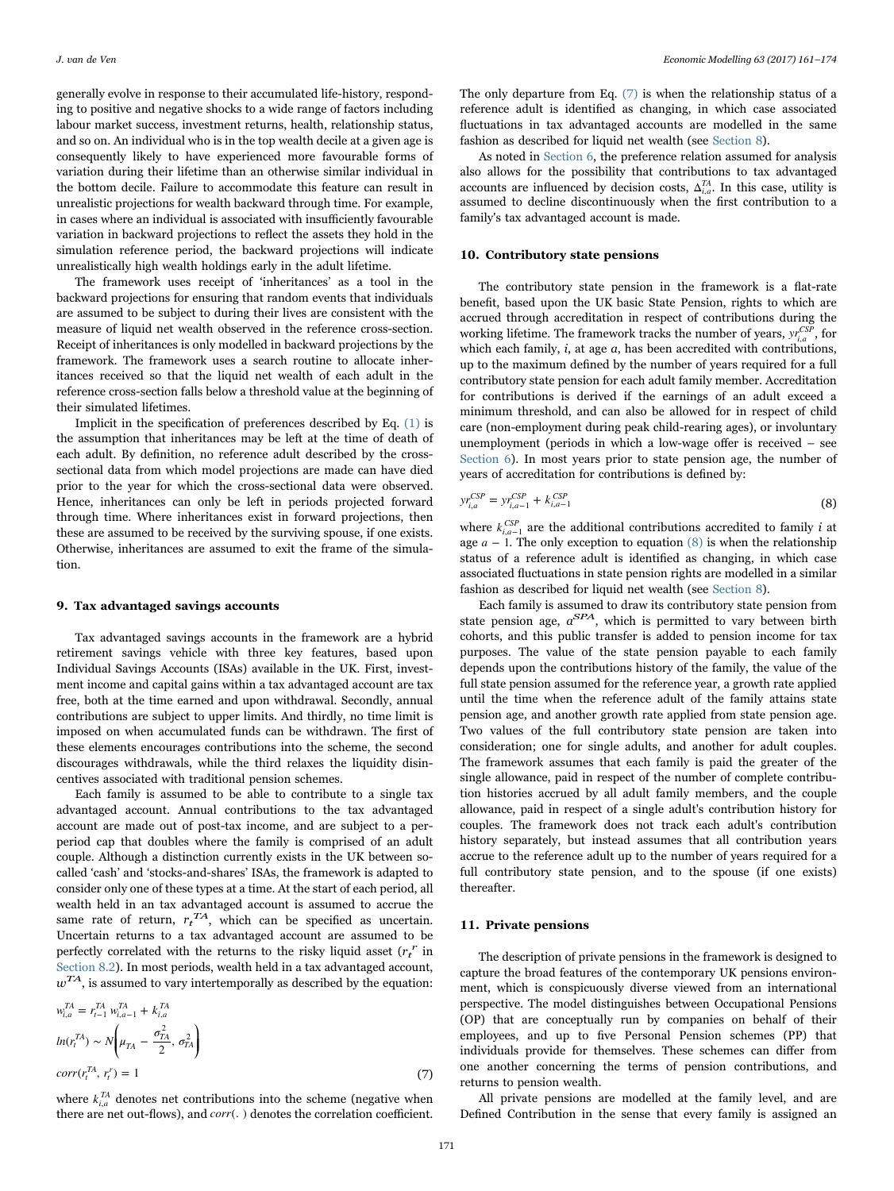generally evolve in response to their accumulated life-history, responding to positive and negative shocks to a wide range of factors including labour market success, investment returns, health, relationship status, and so on. An individual who is in the top wealth decile at a given age is consequently likely to have experienced more favourable forms of variation during their lifetime than an otherwise similar individual in the bottom decile. Failure to accommodate this feature can result in unrealistic projections for wealth backward through time. For example, in cases where an individual is associated with insufficiently favourable variation in backward projections to reflect the assets they hold in the simulation reference period, the backward projections will indicate unrealistically high wealth holdings early in the adult lifetime.

The framework uses receipt of 'inheritances' as a tool in the backward projections for ensuring that random events that individuals are assumed to be subject to during their lives are consistent with the measure of liquid net wealth observed in the reference cross-section. Receipt of inheritances is only modelled in backward projections by the framework. The framework uses a search routine to allocate inheritances received so that the liquid net wealth of each adult in the reference cross-section falls below a threshold value at the beginning of their simulated lifetimes.

Implicit in the specification of preferences described by Eq. (1) is the assumption that inheritances may be left at the time of death of each adult. By definition, no reference adult described by the cross-sectional data from which model projections are made can have died prior to the year for which the cross-sectional data were observed. Hence, inheritances can only be left in periods projected forward through time. Where inheritances exist in forward projections, then these are assumed to be received by the surviving spouse, if one exists. Otherwise, inheritances are assumed to exit the frame of the simulation.

## 9. Tax advantaged savings accounts

Tax advantaged savings accounts in the framework are a hybrid retirement savings vehicle with three key features, based upon Individual Savings Accounts (ISAs) available in the UK. First, investment income and capital gains within a tax advantaged account are tax free, both at the time earned and upon withdrawal. Secondly, annual contributions are subject to upper limits. And thirdly, no time limit is imposed on when accumulated funds can be withdrawn. The first of these elements encourages contributions into the scheme, the second discourages withdrawals, while the third relaxes the liquidity disincentives associated with traditional pension schemes.

Each family is assumed to be able to contribute to a single tax advantaged account. Annual contributions to the tax advantaged account are made out of post-tax income, and are subject to a per-period cap that doubles where the family is comprised of an adult couple. Although a distinction currently exists in the UK between so-called 'cash' and 'stocks-and-shares' ISAs, the framework is adapted to consider only one of these types at a time. At the start of each period, all wealth held in an tax advantaged account is assumed to accrue the same rate of return, $r_t^{TA}$, which can be specified as uncertain. Uncertain returns to a tax advantaged account are assumed to be perfectly correlated with the returns to the risky liquid asset ($r_t^r$ in Section 8.2). In most periods, wealth held in a tax advantaged account, $w^{TA}$, is assumed to vary intertemporally as described by the equation:

$$
\begin{aligned}
w_{i,a}^{TA} &= r_{t-1}^{TA}\, w_{i,a-1}^{TA} + k_{i,a}^{TA} \\
ln(r_t^{TA}) &\sim N\left(\mu_{TA} - \frac{\sigma_{TA}^2}{2},\ \sigma_{TA}^2\right) \\
corr(r_t^{TA}, r_t^r) &= 1
\end{aligned}
\tag{7}
$$

where $k_{i,a}^{TA}$ denotes net contributions into the scheme (negative when there are net out-flows), and $corr(.)$ denotes the correlation coefficient. The only departure from Eq. (7) is when the relationship status of a reference adult is identified as changing, in which case associated fluctuations in tax advantaged accounts are modelled in the same fashion as described for liquid net wealth (see Section 8).

As noted in Section 6, the preference relation assumed for analysis also allows for the possibility that contributions to tax advantaged accounts are influenced by decision costs, $\Delta_{i,a}^{TA}$. In this case, utility is assumed to decline discontinuously when the first contribution to a family's tax advantaged account is made.

## 10. Contributory state pensions

The contributory state pension in the framework is a flat-rate benefit, based upon the UK basic State Pension, rights to which are accrued through accreditation in respect of contributions during the working lifetime. The framework tracks the number of years, $yr_{i,a}^{CSP}$, for which each family, $i$, at age $a$, has been accredited with contributions, up to the maximum defined by the number of years required for a full contributory state pension for each adult family member. Accreditation for contributions is derived if the earnings of an adult exceed a minimum threshold, and can also be allowed for in respect of child care (non-employment during peak child-rearing ages), or involuntary unemployment (periods in which a low-wage offer is received – see Section 6). In most years prior to state pension age, the number of years of accreditation for contributions is defined by:

$$
yr_{i,a}^{CSP} = yr_{i,a-1}^{CSP} + k_{i,a-1}^{CSP} \tag{8}
$$

where $k_{i,a-1}^{CSP}$ are the additional contributions accredited to family $i$ at age $a-1$. The only exception to equation (8) is when the relationship status of a reference adult is identified as changing, in which case associated fluctuations in state pension rights are modelled in a similar fashion as described for liquid net wealth (see Section 8).

Each family is assumed to draw its contributory state pension from state pension age, $a^{SPA}$, which is permitted to vary between birth cohorts, and this public transfer is added to pension income for tax purposes. The value of the state pension payable to each family depends upon the contributions history of the family, the value of the full state pension assumed for the reference year, a growth rate applied until the time when the reference adult of the family attains state pension age, and another growth rate applied from state pension age. Two values of the full contributory state pension are taken into consideration; one for single adults, and another for adult couples. The framework assumes that each family is paid the greater of the single allowance, paid in respect of the number of complete contribution histories accrued by all adult family members, and the couple allowance, paid in respect of a single adult's contribution history for couples. The framework does not track each adult's contribution history separately, but instead assumes that all contribution years accrue to the reference adult up to the number of years required for a full contributory state pension, and to the spouse (if one exists) thereafter.

## 11. Private pensions

The description of private pensions in the framework is designed to capture the broad features of the contemporary UK pensions environment, which is conspicuously diverse viewed from an international perspective. The model distinguishes between Occupational Pensions (OP) that are conceptually run by companies on behalf of their employees, and up to five Personal Pension schemes (PP) that individuals provide for themselves. These schemes can differ from one another concerning the terms of pension contributions, and returns to pension wealth.

All private pensions are modelled at the family level, and are Defined Contribution in the sense that every family is assigned an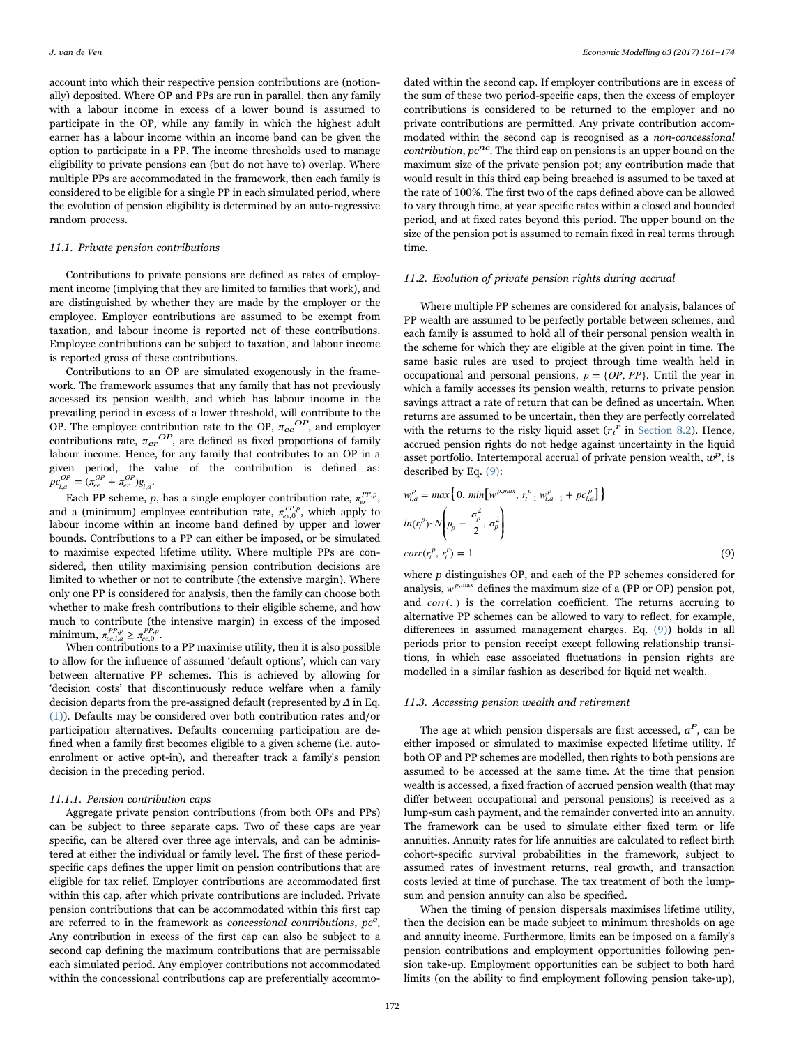account into which their respective pension contributions are (notionally) deposited. Where OP and PPs are run in parallel, then any family with a labour income in excess of a lower bound is assumed to participate in the OP, while any family in which the highest adult earner has a labour income within an income band can be given the option to participate in a PP. The income thresholds used to manage eligibility to private pensions can (but do not have to) overlap. Where multiple PPs are accommodated in the framework, then each family is considered to be eligible for a single PP in each simulated period, where the evolution of pension eligibility is determined by an auto-regressive random process.

### 11.1. Private pension contributions

Contributions to private pensions are defined as rates of employment income (implying that they are limited to families that work), and are distinguished by whether they are made by the employer or the employee. Employer contributions are assumed to be exempt from taxation, and labour income is reported net of these contributions. Employee contributions can be subject to taxation, and labour income is reported gross of these contributions.

Contributions to an OP are simulated exogenously in the framework. The framework assumes that any family that has not previously accessed its pension wealth, and which has labour income in the prevailing period in excess of a lower threshold, will contribute to the OP. The employee contribution rate to the OP, $\pi_{ee}^{OP}$, and employer contributions rate, $\pi_{er}^{OP}$, are defined as fixed proportions of family labour income. Hence, for any family that contributes to an OP in a given period, the value of the contribution is defined as: $pc_{i,a}^{OP} = (\pi_{ee}^{OP} + \pi_{er}^{OP})g_{i,a}$.

Each PP scheme, $p$, has a single employer contribution rate, $\pi_{er}^{PP,p}$, and a (minimum) employee contribution rate, $\pi_{ee,0}^{PP,p}$, which apply to labour income within an income band defined by upper and lower bounds. Contributions to a PP can either be imposed, or be simulated to maximise expected lifetime utility. Where multiple PPs are considered, then utility maximising pension contribution decisions are limited to whether or not to contribute (the extensive margin). Where only one PP is considered for analysis, then the family can choose both whether to make fresh contributions to their eligible scheme, and how much to contribute (the intensive margin) in excess of the imposed minimum, $\pi_{ee,i,a}^{PP,p} \geq \pi_{ee,0}^{PP,p}$.

When contributions to a PP maximise utility, then it is also possible to allow for the influence of assumed 'default options', which can vary between alternative PP schemes. This is achieved by allowing for 'decision costs' that discontinuously reduce welfare when a family decision departs from the pre-assigned default (represented by $\Delta$ in Eq. (1)). Defaults may be considered over both contribution rates and/or participation alternatives. Defaults concerning participation are defined when a family first becomes eligible to a given scheme (i.e. auto-enrolment or active opt-in), and thereafter track a family's pension decision in the preceding period.

#### 11.1.1. Pension contribution caps

Aggregate private pension contributions (from both OPs and PPs) can be subject to three separate caps. Two of these caps are year specific, can be altered over three age intervals, and can be administered at either the individual or family level. The first of these period-specific caps defines the upper limit on pension contributions that are eligible for tax relief. Employer contributions are accommodated first within this cap, after which private contributions are included. Private pension contributions that can be accommodated within this first cap are referred to in the framework as *concessional contributions*, $pc^c$. Any contribution in excess of the first cap can also be subject to a second cap defining the maximum contributions that are permissable each simulated period. Any employer contributions not accommodated within the concessional contributions cap are preferentially accommodated within the second cap. If employer contributions are in excess of the sum of these two period-specific caps, then the excess of employer contributions is considered to be returned to the employer and no private contributions are permitted. Any private contribution accommodated within the second cap is recognised as a *non-concessional contribution*, $pc^{nc}$. The third cap on pensions is an upper bound on the maximum size of the private pension pot; any contribution made that would result in this third cap being breached is assumed to be taxed at the rate of 100%. The first two of the caps defined above can be allowed to vary through time, at year specific rates within a closed and bounded period, and at fixed rates beyond this period. The upper bound on the size of the pension pot is assumed to remain fixed in real terms through time.

### 11.2. Evolution of private pension rights during accrual

Where multiple PP schemes are considered for analysis, balances of PP wealth are assumed to be perfectly portable between schemes, and each family is assumed to hold all of their personal pension wealth in the scheme for which they are eligible at the given point in time. The same basic rules are used to project through time wealth held in occupational and personal pensions, $p = \{OP, PP\}$. Until the year in which a family accesses its pension wealth, returns to private pension savings attract a rate of return that can be defined as uncertain. When returns are assumed to be uncertain, then they are perfectly correlated with the returns to the risky liquid asset ($r_t^r$ in Section 8.2). Hence, accrued pension rights do not hedge against uncertainty in the liquid asset portfolio. Intertemporal accrual of private pension wealth, $w^p$, is described by Eq. (9):

$$
\begin{aligned}
&w_{i,a}^{p} = max\left\{0,\ min\left[w^{p,max},\ r_{t-1}^{p}\ w_{i,a-1}^{p} + pc_{i,a}^{p}\right]\right\} \\
&ln(r_t^p) \sim N\left(\mu_p - \frac{\sigma_p^2}{2},\ \sigma_p^2\right) \\
&corr(r_t^p, r_t^r) = 1
\end{aligned} \tag{9}
$$

where $p$ distinguishes OP, and each of the PP schemes considered for analysis, $w^{p,\max}$ defines the maximum size of a (PP or OP) pension pot, and $corr(.)$ is the correlation coefficient. The returns accruing to alternative PP schemes can be allowed to vary to reflect, for example, differences in assumed management charges. Eq. (9)) holds in all periods prior to pension receipt except following relationship transitions, in which case associated fluctuations in pension rights are modelled in a similar fashion as described for liquid net wealth.

### 11.3. Accessing pension wealth and retirement

The age at which pension dispersals are first accessed, $a^P$, can be either imposed or simulated to maximise expected lifetime utility. If both OP and PP schemes are modelled, then rights to both pensions are assumed to be accessed at the same time. At the time that pension wealth is accessed, a fixed fraction of accrued pension wealth (that may differ between occupational and personal pensions) is received as a lump-sum cash payment, and the remainder converted into an annuity. The framework can be used to simulate either fixed term or life annuities. Annuity rates for life annuities are calculated to reflect birth cohort-specific survival probabilities in the framework, subject to assumed rates of investment returns, real growth, and transaction costs levied at time of purchase. The tax treatment of both the lump-sum and pension annuity can also be specified.

When the timing of pension dispersals maximises lifetime utility, then the decision can be made subject to minimum thresholds on age and annuity income. Furthermore, limits can be imposed on a family's pension contributions and employment opportunities following pension take-up. Employment opportunities can be subject to both hard limits (on the ability to find employment following pension take-up),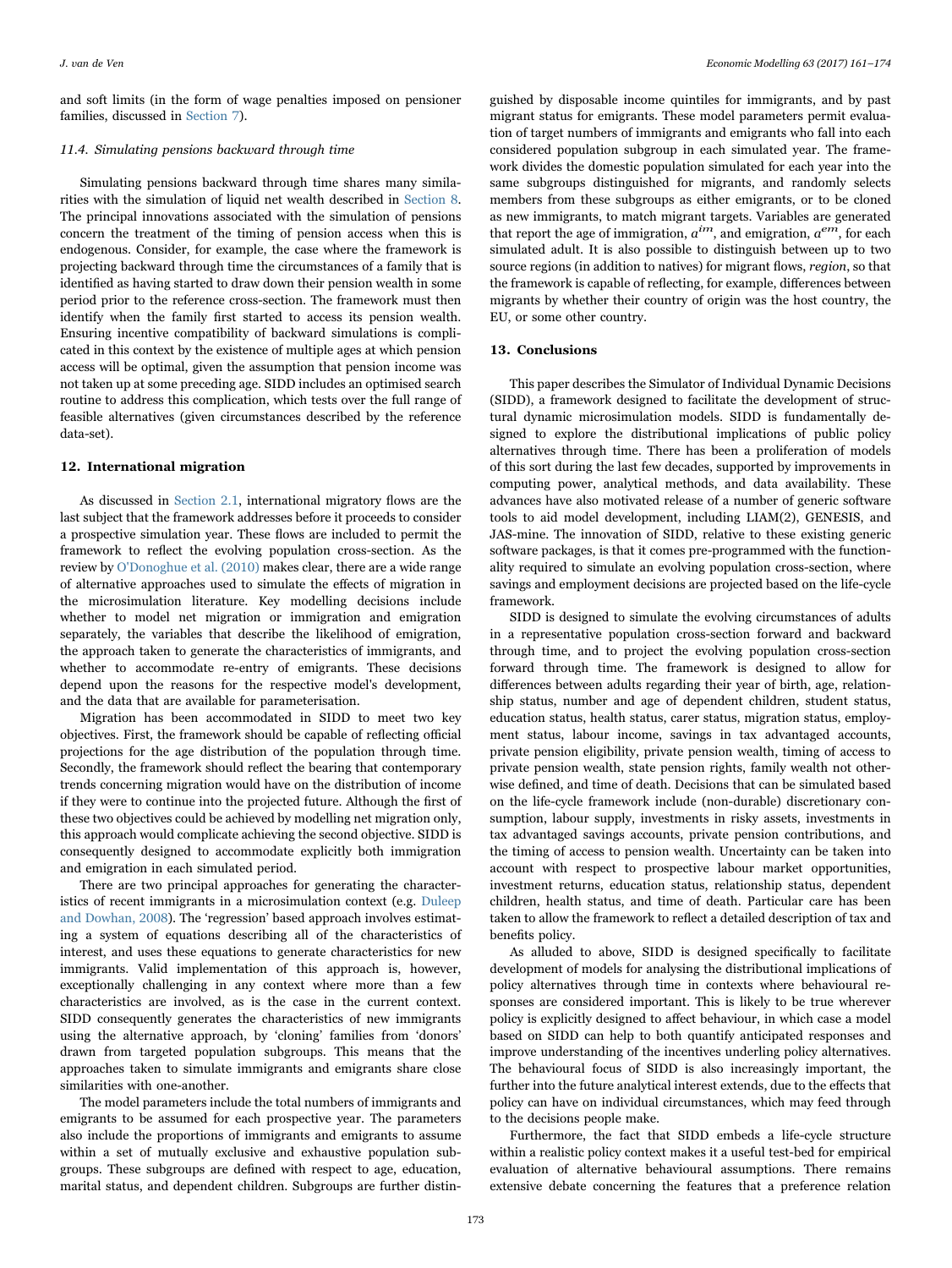and soft limits (in the form of wage penalties imposed on pensioner families, discussed in Section 7).

### 11.4. Simulating pensions backward through time

Simulating pensions backward through time shares many similarities with the simulation of liquid net wealth described in Section 8. The principal innovations associated with the simulation of pensions concern the treatment of the timing of pension access when this is endogenous. Consider, for example, the case where the framework is projecting backward through time the circumstances of a family that is identified as having started to draw down their pension wealth in some period prior to the reference cross-section. The framework must then identify when the family first started to access its pension wealth. Ensuring incentive compatibility of backward simulations is complicated in this context by the existence of multiple ages at which pension access will be optimal, given the assumption that pension income was not taken up at some preceding age. SIDD includes an optimised search routine to address this complication, which tests over the full range of feasible alternatives (given circumstances described by the reference data-set).

## 12. International migration

As discussed in Section 2.1, international migratory flows are the last subject that the framework addresses before it proceeds to consider a prospective simulation year. These flows are included to permit the framework to reflect the evolving population cross-section. As the review by O'Donoghue et al. (2010) makes clear, there are a wide range of alternative approaches used to simulate the effects of migration in the microsimulation literature. Key modelling decisions include whether to model net migration or immigration and emigration separately, the variables that describe the likelihood of emigration, the approach taken to generate the characteristics of immigrants, and whether to accommodate re-entry of emigrants. These decisions depend upon the reasons for the respective model's development, and the data that are available for parameterisation.

Migration has been accommodated in SIDD to meet two key objectives. First, the framework should be capable of reflecting official projections for the age distribution of the population through time. Secondly, the framework should reflect the bearing that contemporary trends concerning migration would have on the distribution of income if they were to continue into the projected future. Although the first of these two objectives could be achieved by modelling net migration only, this approach would complicate achieving the second objective. SIDD is consequently designed to accommodate explicitly both immigration and emigration in each simulated period.

There are two principal approaches for generating the characteristics of recent immigrants in a microsimulation context (e.g. Duleep and Dowhan, 2008). The 'regression' based approach involves estimating a system of equations describing all of the characteristics of interest, and uses these equations to generate characteristics for new immigrants. Valid implementation of this approach is, however, exceptionally challenging in any context where more than a few characteristics are involved, as is the case in the current context. SIDD consequently generates the characteristics of new immigrants using the alternative approach, by 'cloning' families from 'donors' drawn from targeted population subgroups. This means that the approaches taken to simulate immigrants and emigrants share close similarities with one-another.

The model parameters include the total numbers of immigrants and emigrants to be assumed for each prospective year. The parameters also include the proportions of immigrants and emigrants to assume within a set of mutually exclusive and exhaustive population subgroups. These subgroups are defined with respect to age, education, marital status, and dependent children. Subgroups are further distinguished by disposable income quintiles for immigrants, and by past migrant status for emigrants. These model parameters permit evaluation of target numbers of immigrants and emigrants who fall into each considered population subgroup in each simulated year. The framework divides the domestic population simulated for each year into the same subgroups distinguished for migrants, and randomly selects members from these subgroups as either emigrants, or to be cloned as new immigrants, to match migrant targets. Variables are generated that report the age of immigration, $a^{im}$, and emigration, $a^{em}$, for each simulated adult. It is also possible to distinguish between up to two source regions (in addition to natives) for migrant flows, *region*, so that the framework is capable of reflecting, for example, differences between migrants by whether their country of origin was the host country, the EU, or some other country.

## 13. Conclusions

This paper describes the Simulator of Individual Dynamic Decisions (SIDD), a framework designed to facilitate the development of structural dynamic microsimulation models. SIDD is fundamentally designed to explore the distributional implications of public policy alternatives through time. There has been a proliferation of models of this sort during the last few decades, supported by improvements in computing power, analytical methods, and data availability. These advances have also motivated release of a number of generic software tools to aid model development, including LIAM(2), GENESIS, and JAS-mine. The innovation of SIDD, relative to these existing generic software packages, is that it comes pre-programmed with the functionality required to simulate an evolving population cross-section, where savings and employment decisions are projected based on the life-cycle framework.

SIDD is designed to simulate the evolving circumstances of adults in a representative population cross-section forward and backward through time, and to project the evolving population cross-section forward through time. The framework is designed to allow for differences between adults regarding their year of birth, age, relationship status, number and age of dependent children, student status, education status, health status, carer status, migration status, employment status, labour income, savings in tax advantaged accounts, private pension eligibility, private pension wealth, timing of access to private pension wealth, state pension rights, family wealth not otherwise defined, and time of death. Decisions that can be simulated based on the life-cycle framework include (non-durable) discretionary consumption, labour supply, investments in risky assets, investments in tax advantaged savings accounts, private pension contributions, and the timing of access to pension wealth. Uncertainty can be taken into account with respect to prospective labour market opportunities, investment returns, education status, relationship status, dependent children, health status, and time of death. Particular care has been taken to allow the framework to reflect a detailed description of tax and benefits policy.

As alluded to above, SIDD is designed specifically to facilitate development of models for analysing the distributional implications of policy alternatives through time in contexts where behavioural responses are considered important. This is likely to be true wherever policy is explicitly designed to affect behaviour, in which case a model based on SIDD can help to both quantify anticipated responses and improve understanding of the incentives underling policy alternatives. The behavioural focus of SIDD is also increasingly important, the further into the future analytical interest extends, due to the effects that policy can have on individual circumstances, which may feed through to the decisions people make.

Furthermore, the fact that SIDD embeds a life-cycle structure within a realistic policy context makes it a useful test-bed for empirical evaluation of alternative behavioural assumptions. There remains extensive debate concerning the features that a preference relation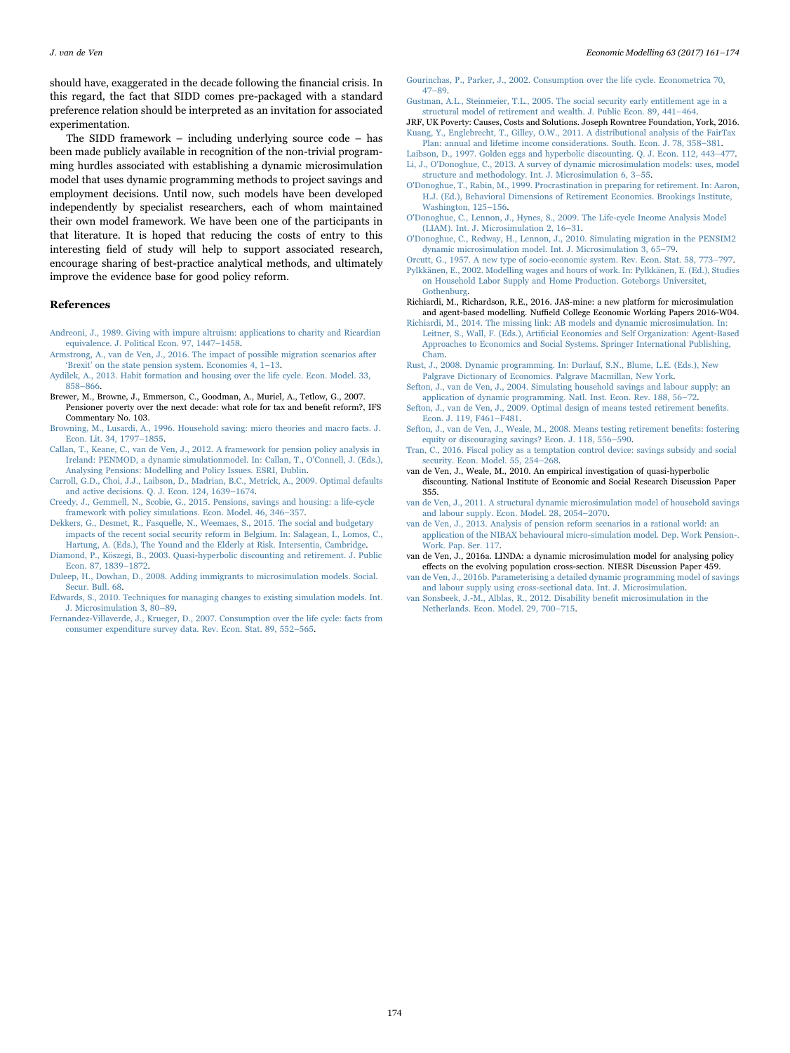should have, exaggerated in the decade following the financial crisis. In this regard, the fact that SIDD comes pre-packaged with a standard preference relation should be interpreted as an invitation for associated experimentation.

The SIDD framework – including underlying source code – has been made publicly available in recognition of the non-trivial programming hurdles associated with establishing a dynamic microsimulation model that uses dynamic programming methods to project savings and employment decisions. Until now, such models have been developed independently by specialist researchers, each of whom maintained their own model framework. We have been one of the participants in that literature. It is hoped that reducing the costs of entry to this interesting field of study will help to support associated research, encourage sharing of best-practice analytical methods, and ultimately improve the evidence base for good policy reform.

## References

Andreoni, J., 1989. Giving with impure altruism: applications to charity and Ricardian equivalence. J. Political Econ. 97, 1447–1458.

Armstrong, A., van de Ven, J., 2016. The impact of possible migration scenarios after 'Brexit' on the state pension system. Economies 4, 1–13.

Aydilek, A., 2013. Habit formation and housing over the life cycle. Econ. Model. 33, 858–866.

Brewer, M., Browne, J., Emmerson, C., Goodman, A., Muriel, A., Tetlow, G., 2007. Pensioner poverty over the next decade: what role for tax and benefit reform?, IFS Commentary No. 103.

Browning, M., Lusardi, A., 1996. Household saving: micro theories and macro facts. J. Econ. Lit. 34, 1797–1855.

Callan, T., Keane, C., van de Ven, J., 2012. A framework for pension policy analysis in Ireland: PENMOD, a dynamic simulationmodel. In: Callan, T., O'Connell, J. (Eds.), Analysing Pensions: Modelling and Policy Issues. ESRI, Dublin.

Carroll, G.D., Choi, J.J., Laibson, D., Madrian, B.C., Metrick, A., 2009. Optimal defaults and active decisions. Q. J. Econ. 124, 1639–1674.

Creedy, J., Gemmell, N., Scobie, G., 2015. Pensions, savings and housing: a life-cycle framework with policy simulations. Econ. Model. 46, 346–357.

Dekkers, G., Desmet, R., Fasquelle, N., Weemaes, S., 2015. The social and budgetary impacts of the recent social security reform in Belgium. In: Salagean, I., Lomos, C., Hartung, A. (Eds.), The Yound and the Elderly at Risk. Intersentia, Cambridge.

Diamond, P., Kőszegi, B., 2003. Quasi-hyperbolic discounting and retirement. J. Public Econ. 87, 1839–1872.

Duleep, H., Dowhan, D., 2008. Adding immigrants to microsimulation models. Social. Secur. Bull. 68.

Edwards, S., 2010. Techniques for managing changes to existing simulation models. Int. J. Microsimulation 3, 80–89.

Fernandez-Villaverde, J., Krueger, D., 2007. Consumption over the life cycle: facts from consumer expenditure survey data. Rev. Econ. Stat. 89, 552–565.

Gourinchas, P., Parker, J., 2002. Consumption over the life cycle. Econometrica 70, 47–89.

Gustman, A.L., Steinmeier, T.L., 2005. The social security early entitlement age in a structural model of retirement and wealth. J. Public Econ. 89, 441–464.

JRF, UK Poverty: Causes, Costs and Solutions. Joseph Rowntree Foundation, York, 2016.

Kuang, Y., Englebrecht, T., Gilley, O.W., 2011. A distributional analysis of the FairTax Plan: annual and lifetime income considerations. South. Econ. J. 78, 358–381.

Laibson, D., 1997. Golden eggs and hyperbolic discounting. Q. J. Econ. 112, 443–477.

Li, J., O'Donoghue, C., 2013. A survey of dynamic microsimulation models: uses, model structure and methodology. Int. J. Microsimulation 6, 3–55.

O'Donoghue, T., Rabin, M., 1999. Procrastination in preparing for retirement. In: Aaron, H.J. (Ed.), Behavioral Dimensions of Retirement Economics. Brookings Institute, Washington, 125–156.

O'Donoghue, C., Lennon, J., Hynes, S., 2009. The Life-cycle Income Analysis Model (LIAM). Int. J. Microsimulation 2, 16–31.

O'Donoghue, C., Redway, H., Lennon, J., 2010. Simulating migration in the PENSIM2 dynamic microsimulation model. Int. J. Microsimulation 3, 65–79.

Orcutt, G., 1957. A new type of socio-economic system. Rev. Econ. Stat. 58, 773–797.

Pylkkänen, E., 2002. Modelling wages and hours of work. In: Pylkkänen, E. (Ed.), Studies on Household Labor Supply and Home Production. Goteborgs Universitet, Gothenburg.

Richiardi, M., Richardson, R.E., 2016. JAS-mine: a new platform for microsimulation and agent-based modelling. Nuffield College Economic Working Papers 2016-W04.

Richiardi, M., 2014. The missing link: AB models and dynamic microsimulation. In: Leitner, S., Wall, F. (Eds.), Artificial Economics and Self Organization: Agent-Based Approaches to Economics and Social Systems. Springer International Publishing, Cham.

Rust, J., 2008. Dynamic programming. In: Durlauf, S.N., Blume, L.E. (Eds.), New Palgrave Dictionary of Economics. Palgrave Macmillan, New York.

Sefton, J., van de Ven, J., 2004. Simulating household savings and labour supply: an application of dynamic programming. Natl. Inst. Econ. Rev. 188, 56–72.

Sefton, J., van de Ven, J., 2009. Optimal design of means tested retirement benefits. Econ. J. 119, F461–F481.

Sefton, J., van de Ven, J., Weale, M., 2008. Means testing retirement benefits: fostering equity or discouraging savings? Econ. J. 118, 556–590.

Tran, C., 2016. Fiscal policy as a temptation control device: savings subsidy and social security. Econ. Model. 55, 254–268.

van de Ven, J., Weale, M., 2010. An empirical investigation of quasi-hyperbolic discounting. National Institute of Economic and Social Research Discussion Paper 355.

van de Ven, J., 2011. A structural dynamic microsimulation model of household savings and labour supply. Econ. Model. 28, 2054–2070.

van de Ven, J., 2013. Analysis of pension reform scenarios in a rational world: an application of the NIBAX behavioural micro-simulation model. Dep. Work Pension-. Work. Pap. Ser. 117.

van de Ven, J., 2016a. LINDA: a dynamic microsimulation model for analysing policy effects on the evolving population cross-section. NIESR Discussion Paper 459.

van de Ven, J., 2016b. Parameterising a detailed dynamic programming model of savings and labour supply using cross-sectional data. Int. J. Microsimulation.

van Sonsbeek, J.-M., Alblas, R., 2012. Disability benefit microsimulation in the Netherlands. Econ. Model. 29, 700–715.